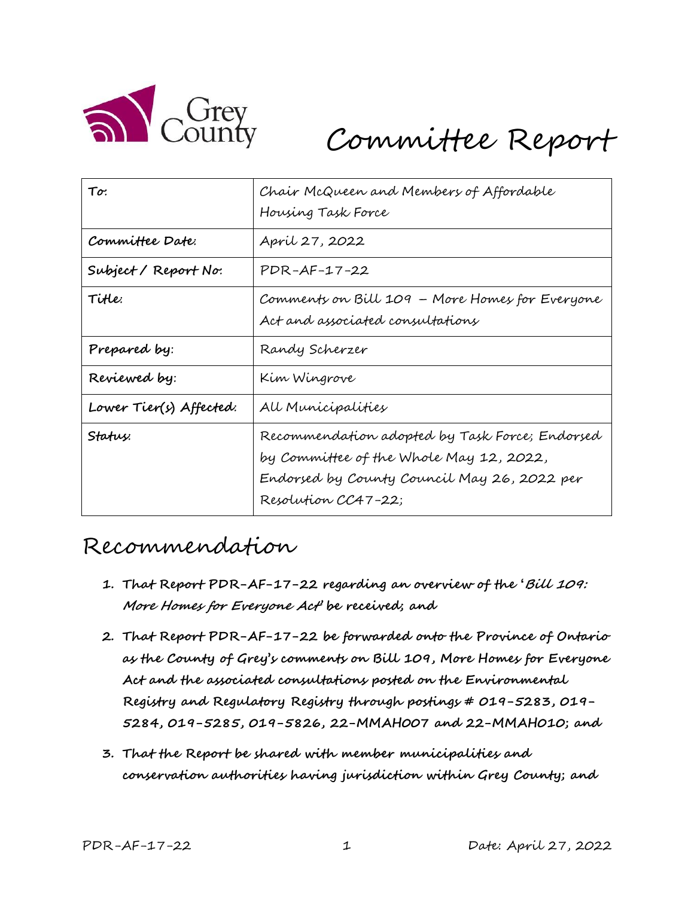Grey County

# Committee Report

| To: | Chair McQueen and Members of Affordable Housing Task Force |
|---|---|
| Committee Date: | April 27, 2022 |
| Subject / Report No: | PDR-AF-17-22 |
| Title: | Comments on Bill 109 – More Homes for Everyone Act and associated consultations |
| Prepared by: | Randy Scherzer |
| Reviewed by: | Kim Wingrove |
| Lower Tier(s) Affected: | All Municipalities |
| Status: | Recommendation adopted by Task Force; Endorsed by Committee of the Whole May 12, 2022, Endorsed by County Council May 26, 2022 per Resolution CC47-22; |

## Recommendation

1. **That Report PDR-AF-17-22 regarding an overview of the '*Bill 109: More Homes for Everyone Act*' be received; and**
2. **That Report PDR-AF-17-22 be forwarded onto the Province of Ontario as the County of Grey's comments on Bill 109, More Homes for Everyone Act and the associated consultations posted on the Environmental Registry and Regulatory Registry through postings # 019-5283, 019-5284, 019-5285, 019-5826, 22-MMAH007 and 22-MMAH010; and**
3. **That the Report be shared with member municipalities and conservation authorities having jurisdiction within Grey County; and**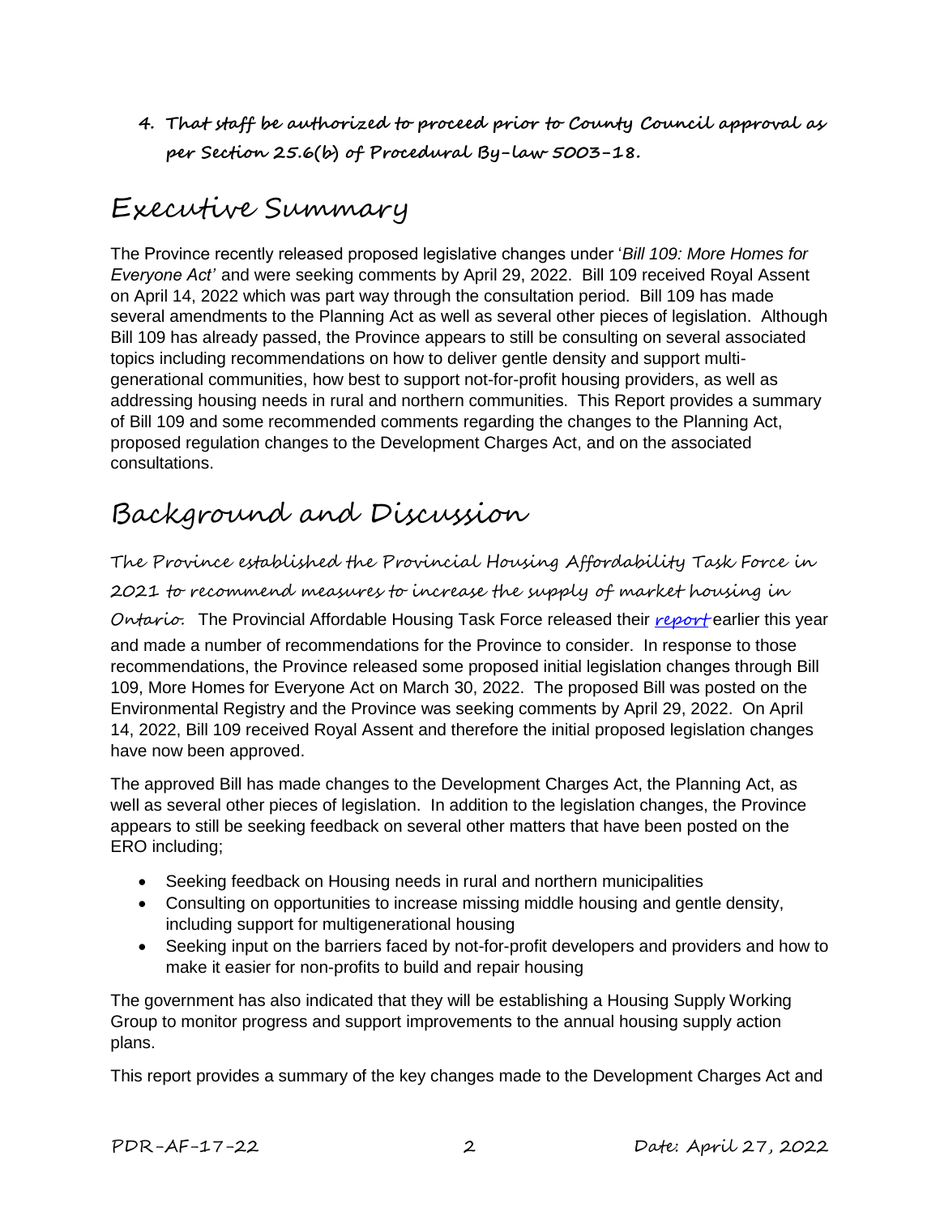**4. That staff be authorized to proceed prior to County Council approval as per Section 25.6(b) of Procedural By-law 5003-18.**

# Executive Summary

The Province recently released proposed legislative changes under '*Bill 109: More Homes for Everyone Act'* and were seeking comments by April 29, 2022. Bill 109 received Royal Assent on April 14, 2022 which was part way through the consultation period. Bill 109 has made several amendments to the Planning Act as well as several other pieces of legislation. Although Bill 109 has already passed, the Province appears to still be consulting on several associated topics including recommendations on how to deliver gentle density and support multi-generational communities, how best to support not-for-profit housing providers, as well as addressing housing needs in rural and northern communities. This Report provides a summary of Bill 109 and some recommended comments regarding the changes to the Planning Act, proposed regulation changes to the Development Charges Act, and on the associated consultations.

# Background and Discussion

The Province established the Provincial Housing Affordability Task Force in 2021 to recommend measures to increase the supply of market housing in Ontario. The Provincial Affordable Housing Task Force released their report earlier this year and made a number of recommendations for the Province to consider. In response to those recommendations, the Province released some proposed initial legislation changes through Bill 109, More Homes for Everyone Act on March 30, 2022. The proposed Bill was posted on the Environmental Registry and the Province was seeking comments by April 29, 2022. On April 14, 2022, Bill 109 received Royal Assent and therefore the initial proposed legislation changes have now been approved.

The approved Bill has made changes to the Development Charges Act, the Planning Act, as well as several other pieces of legislation. In addition to the legislation changes, the Province appears to still be seeking feedback on several other matters that have been posted on the ERO including;

- Seeking feedback on Housing needs in rural and northern municipalities
- Consulting on opportunities to increase missing middle housing and gentle density, including support for multigenerational housing
- Seeking input on the barriers faced by not-for-profit developers and providers and how to make it easier for non-profits to build and repair housing

The government has also indicated that they will be establishing a Housing Supply Working Group to monitor progress and support improvements to the annual housing supply action plans.

This report provides a summary of the key changes made to the Development Charges Act and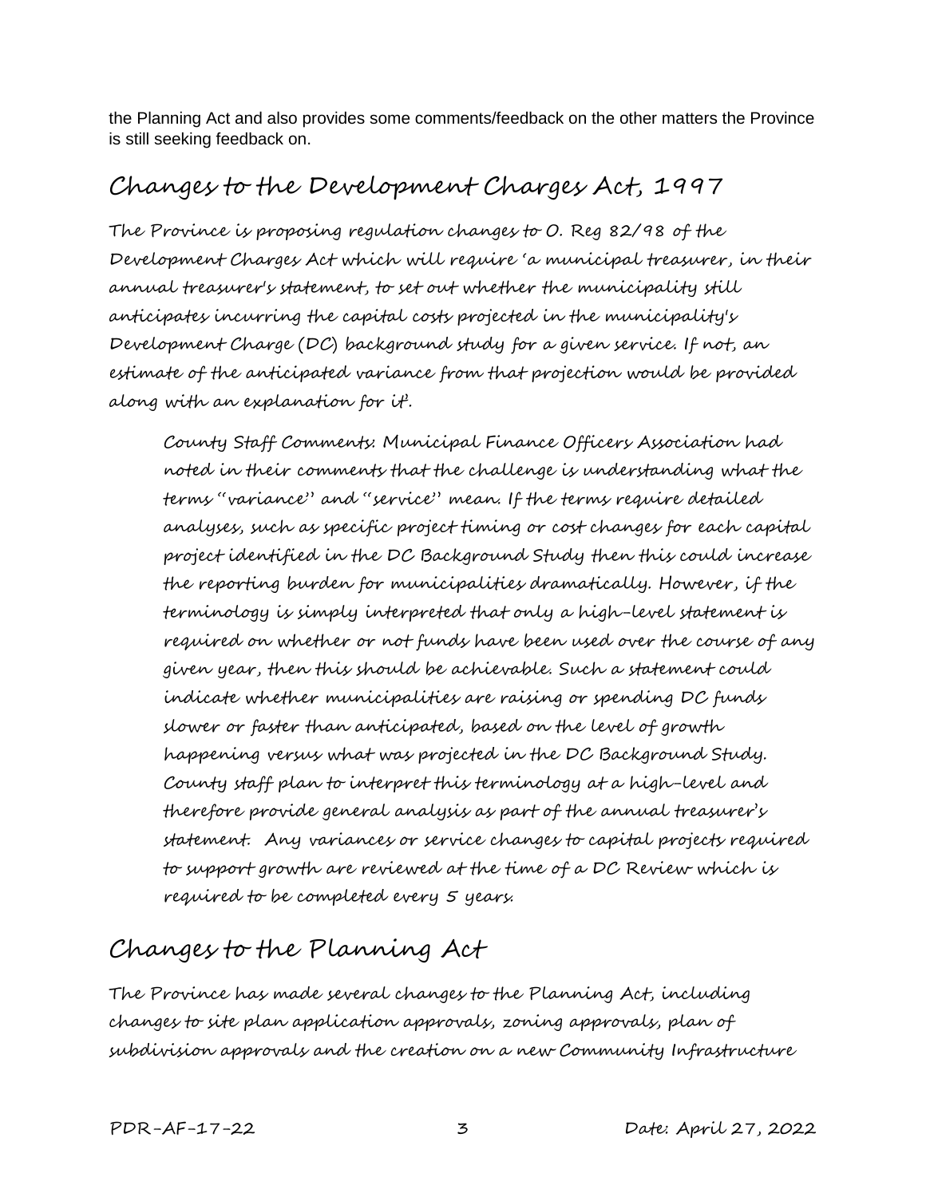the Planning Act and also provides some comments/feedback on the other matters the Province is still seeking feedback on.

## Changes to the Development Charges Act, 1997

The Province is proposing regulation changes to O. Reg 82/98 of the Development Charges Act which will require 'a municipal treasurer, in their annual treasurer's statement, to set out whether the municipality still anticipates incurring the capital costs projected in the municipality's Development Charge (DC) background study for a given service. If not, an estimate of the anticipated variance from that projection would be provided along with an explanation for it'.

> County Staff Comments: Municipal Finance Officers Association had noted in their comments that the challenge is understanding what the terms "variance" and "service" mean. If the terms require detailed analyses, such as specific project timing or cost changes for each capital project identified in the DC Background Study then this could increase the reporting burden for municipalities dramatically. However, if the terminology is simply interpreted that only a high-level statement is required on whether or not funds have been used over the course of any given year, then this should be achievable. Such a statement could indicate whether municipalities are raising or spending DC funds slower or faster than anticipated, based on the level of growth happening versus what was projected in the DC Background Study. County staff plan to interpret this terminology at a high-level and therefore provide general analysis as part of the annual treasurer's statement. Any variances or service changes to capital projects required to support growth are reviewed at the time of a DC Review which is required to be completed every 5 years.

## Changes to the Planning Act

The Province has made several changes to the Planning Act, including changes to site plan application approvals, zoning approvals, plan of subdivision approvals and the creation on a new Community Infrastructure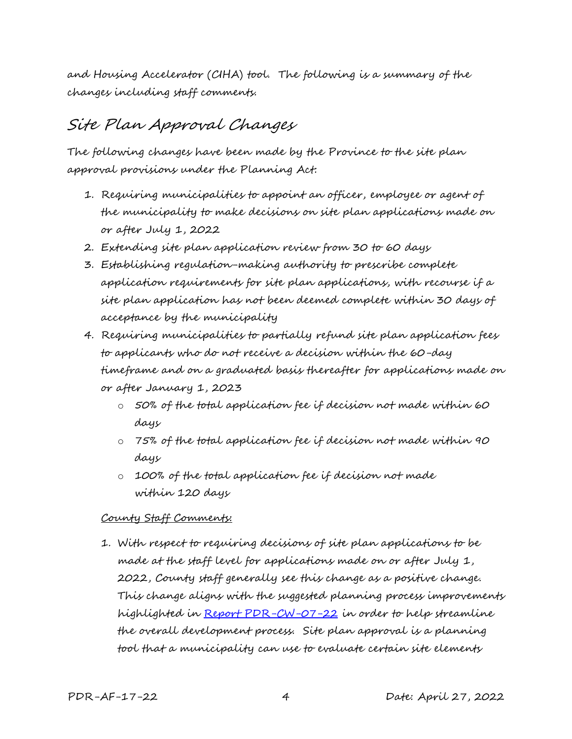and Housing Accelerator (CIHA) tool. The following is a summary of the changes including staff comments.

## Site Plan Approval Changes

The following changes have been made by the Province to the site plan approval provisions under the Planning Act:

1. Requiring municipalities to appoint an officer, employee or agent of the municipality to make decisions on site plan applications made on or after July 1, 2022
2. Extending site plan application review from 30 to 60 days
3. Establishing regulation-making authority to prescribe complete application requirements for site plan applications, with recourse if a site plan application has not been deemed complete within 30 days of acceptance by the municipality
4. Requiring municipalities to partially refund site plan application fees to applicants who do not receive a decision within the 60-day timeframe and on a graduated basis thereafter for applications made on or after January 1, 2023
   - 50% of the total application fee if decision not made within 60 days
   - 75% of the total application fee if decision not made within 90 days
   - 100% of the total application fee if decision not made within 120 days

County Staff Comments:

1. With respect to requiring decisions of site plan applications to be made at the staff level for applications made on or after July 1, 2022, County staff generally see this change as a positive change. This change aligns with the suggested planning process improvements highlighted in [Report PDR-CW-07-22] in order to help streamline the overall development process. Site plan approval is a planning tool that a municipality can use to evaluate certain site elements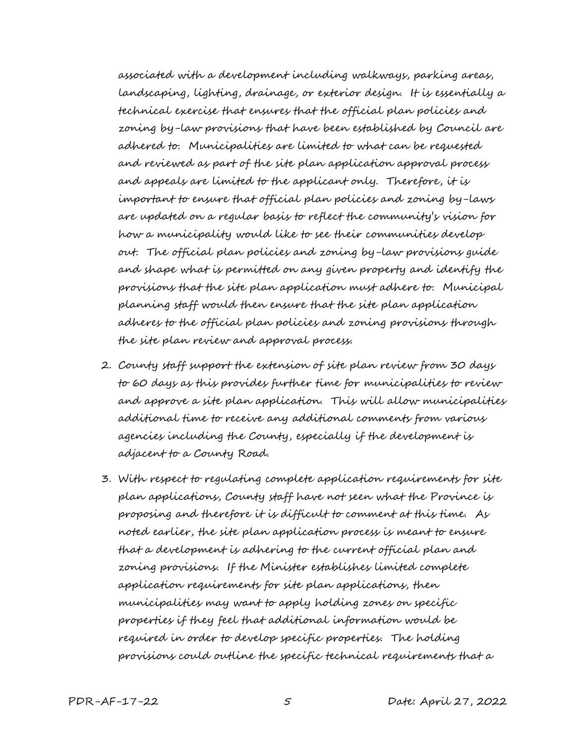associated with a development including walkways, parking areas, landscaping, lighting, drainage, or exterior design. It is essentially a technical exercise that ensures that the official plan policies and zoning by-law provisions that have been established by Council are adhered to. Municipalities are limited to what can be requested and reviewed as part of the site plan application approval process and appeals are limited to the applicant only. Therefore, it is important to ensure that official plan policies and zoning by-laws are updated on a regular basis to reflect the community's vision for how a municipality would like to see their communities develop out. The official plan policies and zoning by-law provisions guide and shape what is permitted on any given property and identify the provisions that the site plan application must adhere to. Municipal planning staff would then ensure that the site plan application adheres to the official plan policies and zoning provisions through the site plan review and approval process.

2. County staff support the extension of site plan review from 30 days to 60 days as this provides further time for municipalities to review and approve a site plan application. This will allow municipalities additional time to receive any additional comments from various agencies including the County, especially if the development is adjacent to a County Road.

3. With respect to regulating complete application requirements for site plan applications, County staff have not seen what the Province is proposing and therefore it is difficult to comment at this time. As noted earlier, the site plan application process is meant to ensure that a development is adhering to the current official plan and zoning provisions. If the Minister establishes limited complete application requirements for site plan applications, then municipalities may want to apply holding zones on specific properties if they feel that additional information would be required in order to develop specific properties. The holding provisions could outline the specific technical requirements that a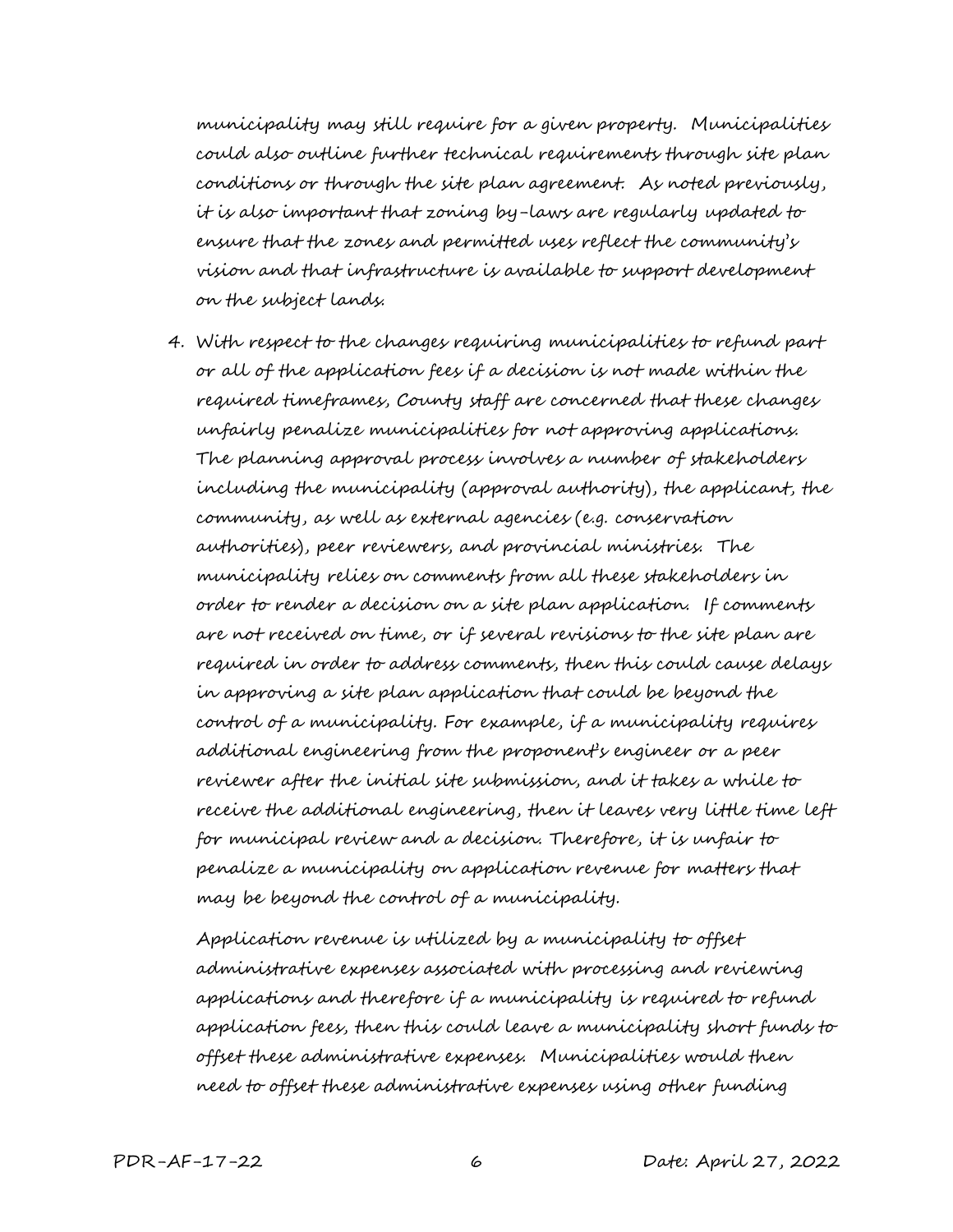municipality may still require for a given property. Municipalities could also outline further technical requirements through site plan conditions or through the site plan agreement. As noted previously, it is also important that zoning by-laws are regularly updated to ensure that the zones and permitted uses reflect the community's vision and that infrastructure is available to support development on the subject lands.

4. With respect to the changes requiring municipalities to refund part or all of the application fees if a decision is not made within the required timeframes, County staff are concerned that these changes unfairly penalize municipalities for not approving applications. The planning approval process involves a number of stakeholders including the municipality (approval authority), the applicant, the community, as well as external agencies (e.g. conservation authorities), peer reviewers, and provincial ministries. The municipality relies on comments from all these stakeholders in order to render a decision on a site plan application. If comments are not received on time, or if several revisions to the site plan are required in order to address comments, then this could cause delays in approving a site plan application that could be beyond the control of a municipality. For example, if a municipality requires additional engineering from the proponent's engineer or a peer reviewer after the initial site submission, and it takes a while to receive the additional engineering, then it leaves very little time left for municipal review and a decision. Therefore, it is unfair to penalize a municipality on application revenue for matters that may be beyond the control of a municipality.

   Application revenue is utilized by a municipality to offset administrative expenses associated with processing and reviewing applications and therefore if a municipality is required to refund application fees, then this could leave a municipality short funds to offset these administrative expenses. Municipalities would then need to offset these administrative expenses using other funding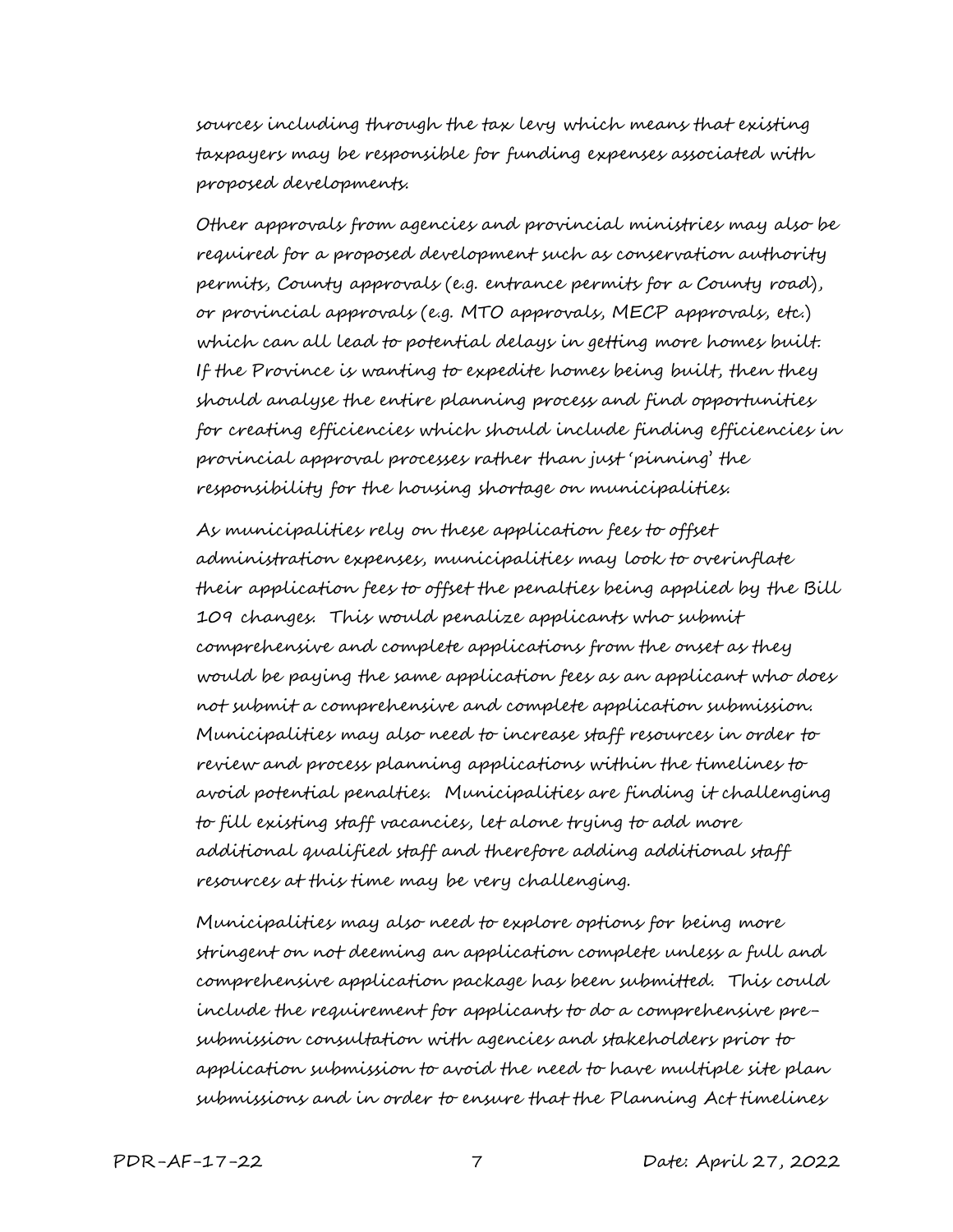sources including through the tax levy which means that existing taxpayers may be responsible for funding expenses associated with proposed developments.

Other approvals from agencies and provincial ministries may also be required for a proposed development such as conservation authority permits, County approvals (e.g. entrance permits for a County road), or provincial approvals (e.g. MTO approvals, MECP approvals, etc.) which can all lead to potential delays in getting more homes built. If the Province is wanting to expedite homes being built, then they should analyse the entire planning process and find opportunities for creating efficiencies which should include finding efficiencies in provincial approval processes rather than just 'pinning' the responsibility for the housing shortage on municipalities.

As municipalities rely on these application fees to offset administration expenses, municipalities may look to overinflate their application fees to offset the penalties being applied by the Bill 109 changes. This would penalize applicants who submit comprehensive and complete applications from the onset as they would be paying the same application fees as an applicant who does not submit a comprehensive and complete application submission. Municipalities may also need to increase staff resources in order to review and process planning applications within the timelines to avoid potential penalties. Municipalities are finding it challenging to fill existing staff vacancies, let alone trying to add more additional qualified staff and therefore adding additional staff resources at this time may be very challenging.

Municipalities may also need to explore options for being more stringent on not deeming an application complete unless a full and comprehensive application package has been submitted. This could include the requirement for applicants to do a comprehensive pre-submission consultation with agencies and stakeholders prior to application submission to avoid the need to have multiple site plan submissions and in order to ensure that the Planning Act timelines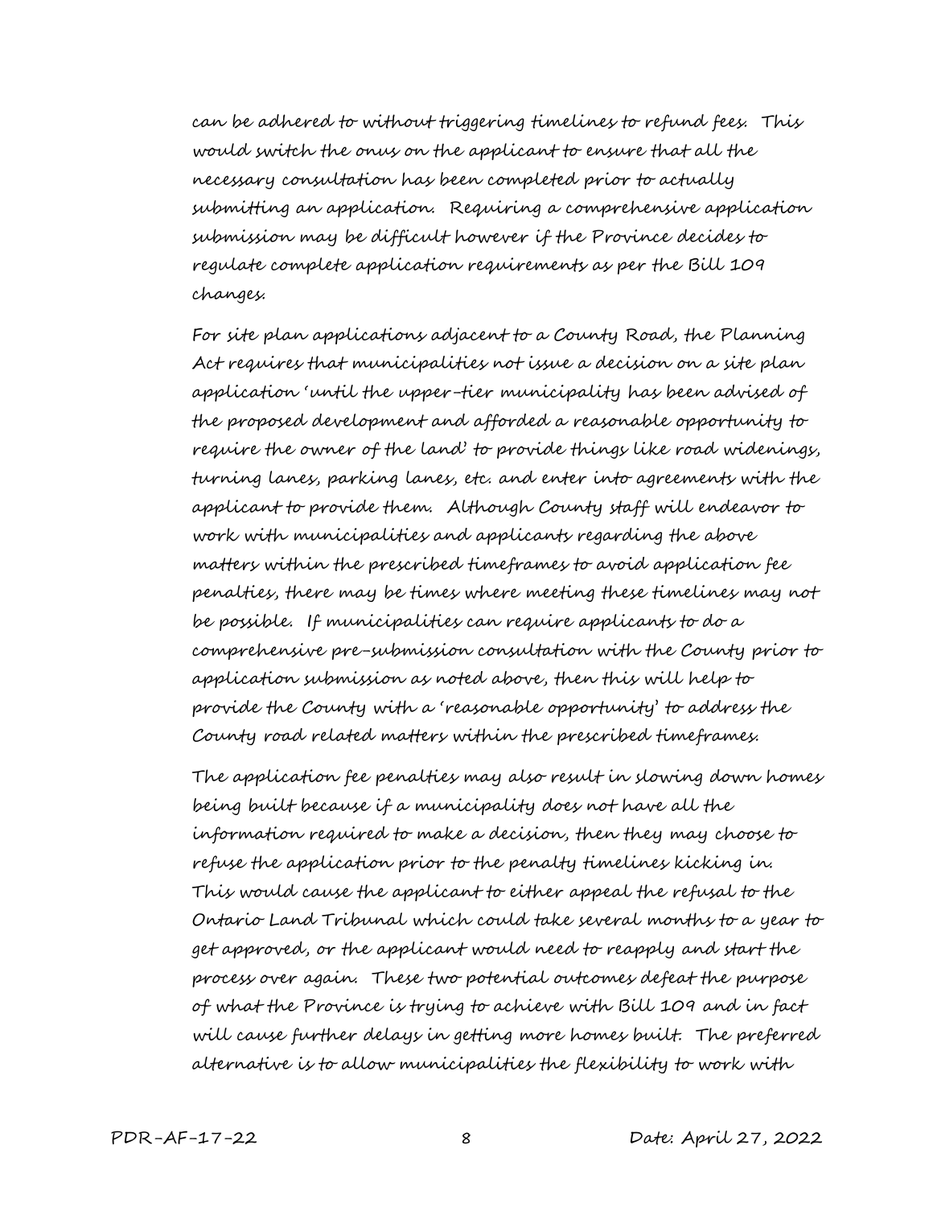can be adhered to without triggering timelines to refund fees. This would switch the onus on the applicant to ensure that all the necessary consultation has been completed prior to actually submitting an application. Requiring a comprehensive application submission may be difficult however if the Province decides to regulate complete application requirements as per the Bill 109 changes.

For site plan applications adjacent to a County Road, the Planning Act requires that municipalities not issue a decision on a site plan application 'until the upper-tier municipality has been advised of the proposed development and afforded a reasonable opportunity to require the owner of the land' to provide things like road widenings, turning lanes, parking lanes, etc. and enter into agreements with the applicant to provide them. Although County staff will endeavor to work with municipalities and applicants regarding the above matters within the prescribed timeframes to avoid application fee penalties, there may be times where meeting these timelines may not be possible. If municipalities can require applicants to do a comprehensive pre-submission consultation with the County prior to application submission as noted above, then this will help to provide the County with a 'reasonable opportunity' to address the County road related matters within the prescribed timeframes.

The application fee penalties may also result in slowing down homes being built because if a municipality does not have all the information required to make a decision, then they may choose to refuse the application prior to the penalty timelines kicking in. This would cause the applicant to either appeal the refusal to the Ontario Land Tribunal which could take several months to a year to get approved, or the applicant would need to reapply and start the process over again. These two potential outcomes defeat the purpose of what the Province is trying to achieve with Bill 109 and in fact will cause further delays in getting more homes built. The preferred alternative is to allow municipalities the flexibility to work with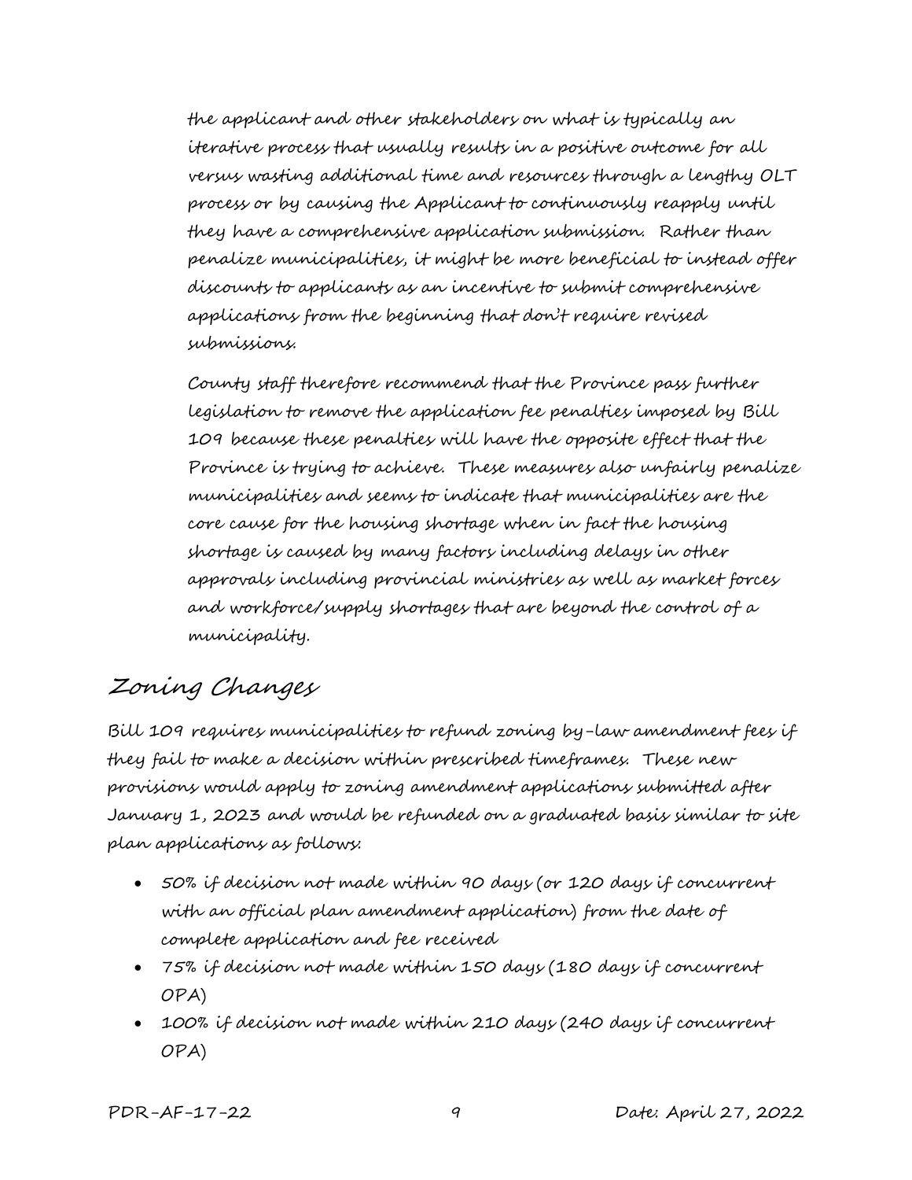the applicant and other stakeholders on what is typically an iterative process that usually results in a positive outcome for all versus wasting additional time and resources through a lengthy OLT process or by causing the Applicant to continuously reapply until they have a comprehensive application submission. Rather than penalize municipalities, it might be more beneficial to instead offer discounts to applicants as an incentive to submit comprehensive applications from the beginning that don't require revised submissions.

County staff therefore recommend that the Province pass further legislation to remove the application fee penalties imposed by Bill 109 because these penalties will have the opposite effect that the Province is trying to achieve. These measures also unfairly penalize municipalities and seems to indicate that municipalities are the core cause for the housing shortage when in fact the housing shortage is caused by many factors including delays in other approvals including provincial ministries as well as market forces and workforce/supply shortages that are beyond the control of a municipality.

## Zoning Changes

Bill 109 requires municipalities to refund zoning by-law amendment fees if they fail to make a decision within prescribed timeframes. These new provisions would apply to zoning amendment applications submitted after January 1, 2023 and would be refunded on a graduated basis similar to site plan applications as follows:

- 50% if decision not made within 90 days (or 120 days if concurrent with an official plan amendment application) from the date of complete application and fee received
- 75% if decision not made within 150 days (180 days if concurrent OPA)
- 100% if decision not made within 210 days (240 days if concurrent OPA)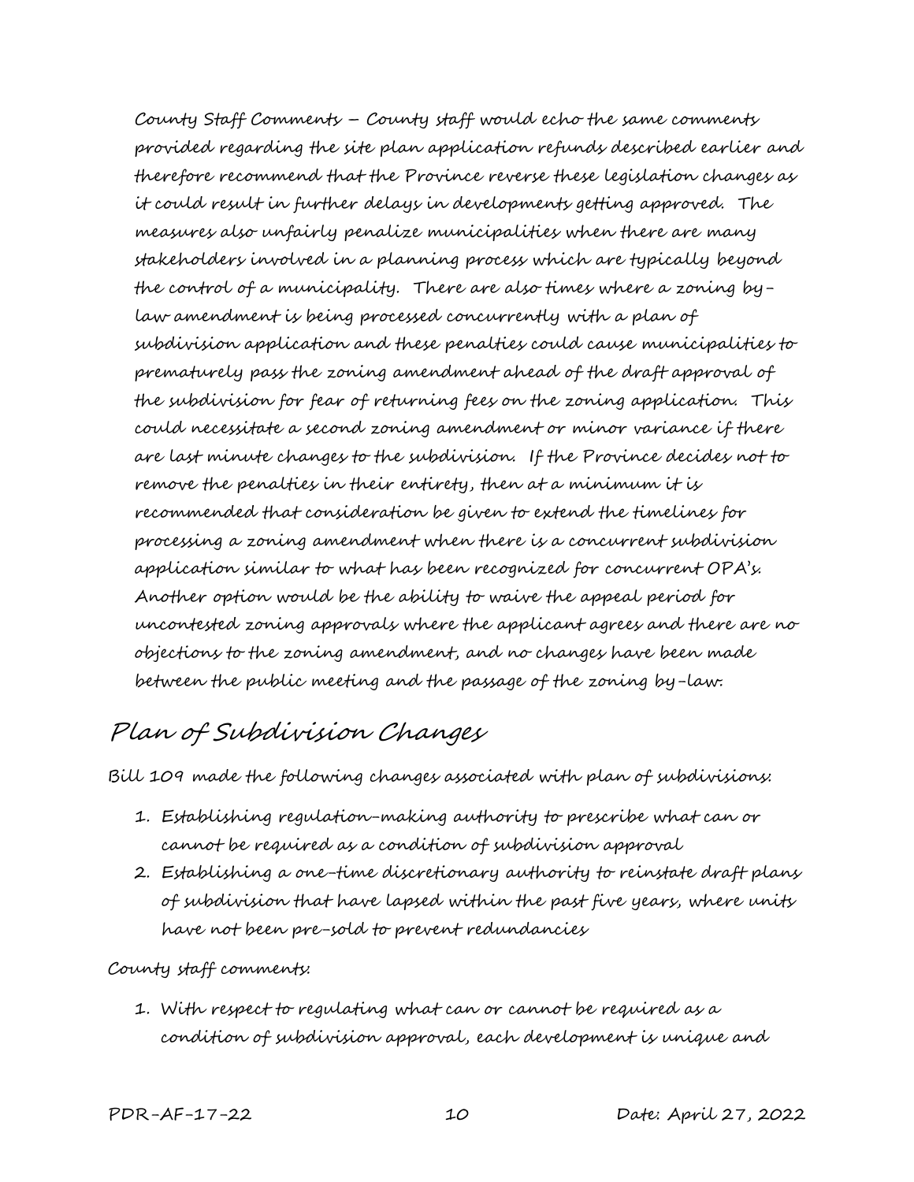County Staff Comments – County staff would echo the same comments provided regarding the site plan application refunds described earlier and therefore recommend that the Province reverse these legislation changes as it could result in further delays in developments getting approved. The measures also unfairly penalize municipalities when there are many stakeholders involved in a planning process which are typically beyond the control of a municipality. There are also times where a zoning by-law amendment is being processed concurrently with a plan of subdivision application and these penalties could cause municipalities to prematurely pass the zoning amendment ahead of the draft approval of the subdivision for fear of returning fees on the zoning application. This could necessitate a second zoning amendment or minor variance if there are last minute changes to the subdivision. If the Province decides not to remove the penalties in their entirety, then at a minimum it is recommended that consideration be given to extend the timelines for processing a zoning amendment when there is a concurrent subdivision application similar to what has been recognized for concurrent OPA's. Another option would be the ability to waive the appeal period for uncontested zoning approvals where the applicant agrees and there are no objections to the zoning amendment, and no changes have been made between the public meeting and the passage of the zoning by-law.

## Plan of Subdivision Changes

Bill 109 made the following changes associated with plan of subdivisions:

1. Establishing regulation-making authority to prescribe what can or cannot be required as a condition of subdivision approval
2. Establishing a one-time discretionary authority to reinstate draft plans of subdivision that have lapsed within the past five years, where units have not been pre-sold to prevent redundancies

County staff comments:

1. With respect to regulating what can or cannot be required as a condition of subdivision approval, each development is unique and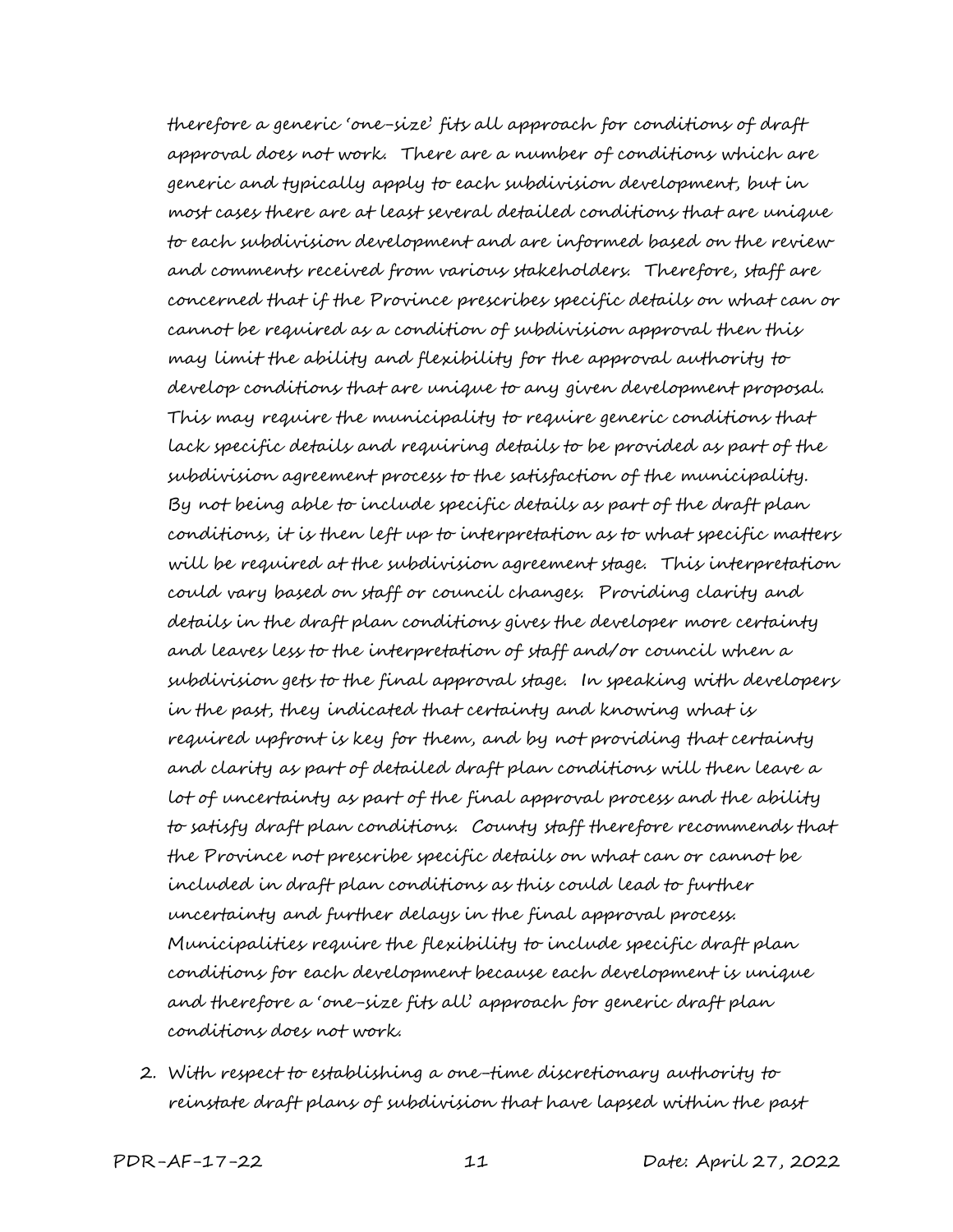therefore a generic 'one-size' fits all approach for conditions of draft approval does not work. There are a number of conditions which are generic and typically apply to each subdivision development, but in most cases there are at least several detailed conditions that are unique to each subdivision development and are informed based on the review and comments received from various stakeholders. Therefore, staff are concerned that if the Province prescribes specific details on what can or cannot be required as a condition of subdivision approval then this may limit the ability and flexibility for the approval authority to develop conditions that are unique to any given development proposal. This may require the municipality to require generic conditions that lack specific details and requiring details to be provided as part of the subdivision agreement process to the satisfaction of the municipality. By not being able to include specific details as part of the draft plan conditions, it is then left up to interpretation as to what specific matters will be required at the subdivision agreement stage. This interpretation could vary based on staff or council changes. Providing clarity and details in the draft plan conditions gives the developer more certainty and leaves less to the interpretation of staff and/or council when a subdivision gets to the final approval stage. In speaking with developers in the past, they indicated that certainty and knowing what is required upfront is key for them, and by not providing that certainty and clarity as part of detailed draft plan conditions will then leave a lot of uncertainty as part of the final approval process and the ability to satisfy draft plan conditions. County staff therefore recommends that the Province not prescribe specific details on what can or cannot be included in draft plan conditions as this could lead to further uncertainty and further delays in the final approval process. Municipalities require the flexibility to include specific draft plan conditions for each development because each development is unique and therefore a 'one-size fits all' approach for generic draft plan conditions does not work.

2. With respect to establishing a one-time discretionary authority to reinstate draft plans of subdivision that have lapsed within the past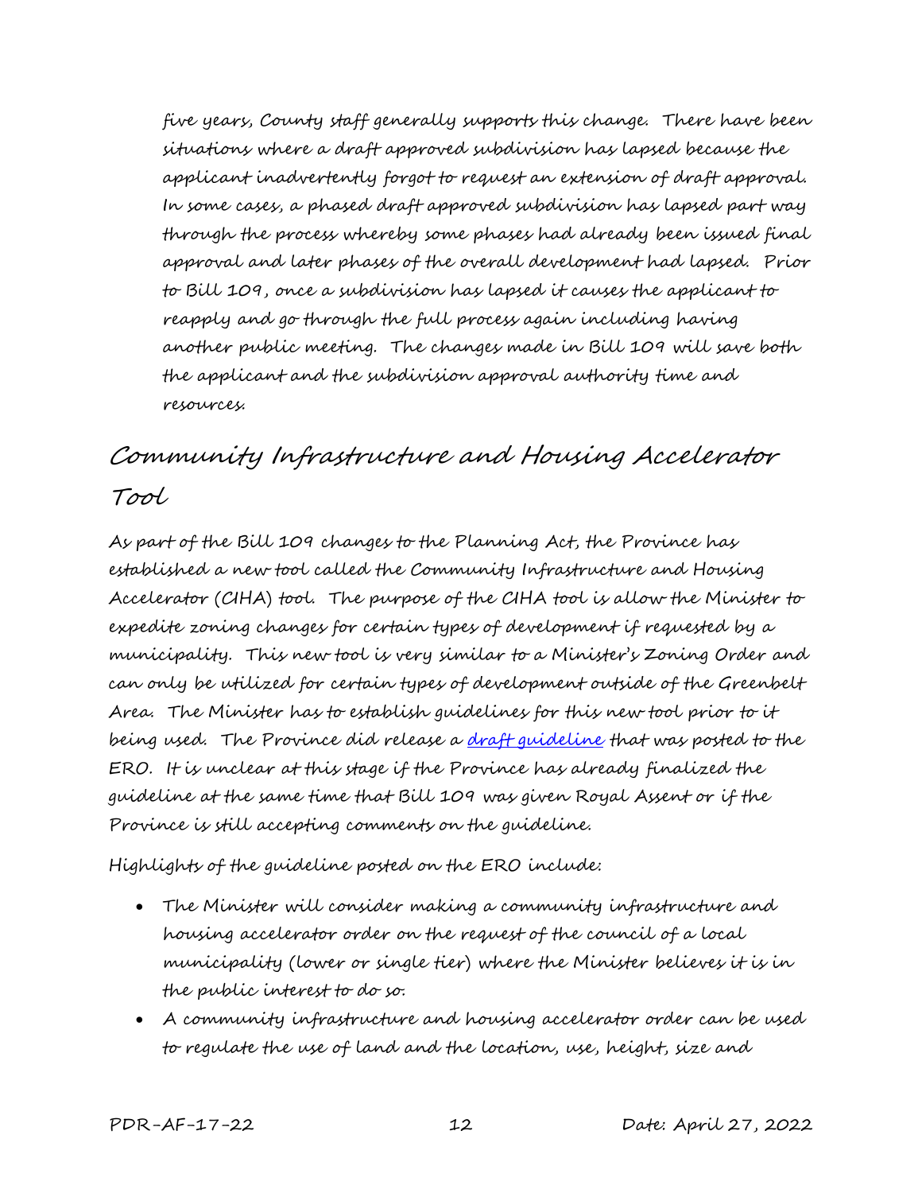five years, County staff generally supports this change. There have been situations where a draft approved subdivision has lapsed because the applicant inadvertently forgot to request an extension of draft approval. In some cases, a phased draft approved subdivision has lapsed part way through the process whereby some phases had already been issued final approval and later phases of the overall development had lapsed. Prior to Bill 109, once a subdivision has lapsed it causes the applicant to reapply and go through the full process again including having another public meeting. The changes made in Bill 109 will save both the applicant and the subdivision approval authority time and resources.

## Community Infrastructure and Housing Accelerator Tool

As part of the Bill 109 changes to the Planning Act, the Province has established a new tool called the Community Infrastructure and Housing Accelerator (CIHA) tool. The purpose of the CIHA tool is allow the Minister to expedite zoning changes for certain types of development if requested by a municipality. This new tool is very similar to a Minister's Zoning Order and can only be utilized for certain types of development outside of the Greenbelt Area. The Minister has to establish guidelines for this new tool prior to it being used. The Province did release a draft guideline that was posted to the ERO. It is unclear at this stage if the Province has already finalized the guideline at the same time that Bill 109 was given Royal Assent or if the Province is still accepting comments on the guideline.

Highlights of the guideline posted on the ERO include:

- The Minister will consider making a community infrastructure and housing accelerator order on the request of the council of a local municipality (lower or single tier) where the Minister believes it is in the public interest to do so.
- A community infrastructure and housing accelerator order can be used to regulate the use of land and the location, use, height, size and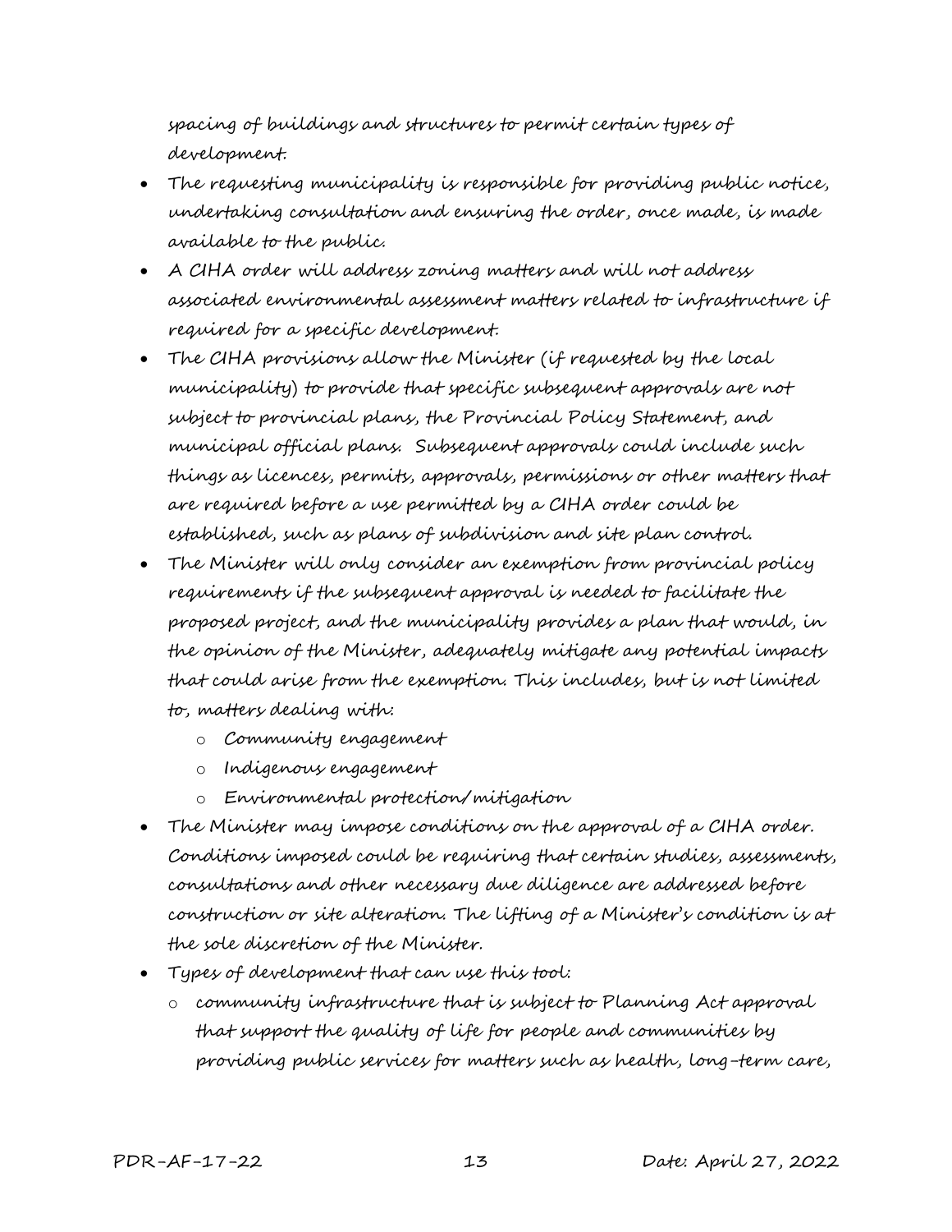spacing of buildings and structures to permit certain types of development.

- The requesting municipality is responsible for providing public notice, undertaking consultation and ensuring the order, once made, is made available to the public.
- A CIHA order will address zoning matters and will not address associated environmental assessment matters related to infrastructure if required for a specific development.
- The CIHA provisions allow the Minister (if requested by the local municipality) to provide that specific subsequent approvals are not subject to provincial plans, the Provincial Policy Statement, and municipal official plans. Subsequent approvals could include such things as licences, permits, approvals, permissions or other matters that are required before a use permitted by a CIHA order could be established, such as plans of subdivision and site plan control.
- The Minister will only consider an exemption from provincial policy requirements if the subsequent approval is needed to facilitate the proposed project, and the municipality provides a plan that would, in the opinion of the Minister, adequately mitigate any potential impacts that could arise from the exemption. This includes, but is not limited to, matters dealing with:
  - Community engagement
  - Indigenous engagement
  - Environmental protection/mitigation
- The Minister may impose conditions on the approval of a CIHA order. Conditions imposed could be requiring that certain studies, assessments, consultations and other necessary due diligence are addressed before construction or site alteration. The lifting of a Minister's condition is at the sole discretion of the Minister.
- Types of development that can use this tool:
  - community infrastructure that is subject to Planning Act approval that support the quality of life for people and communities by providing public services for matters such as health, long-term care,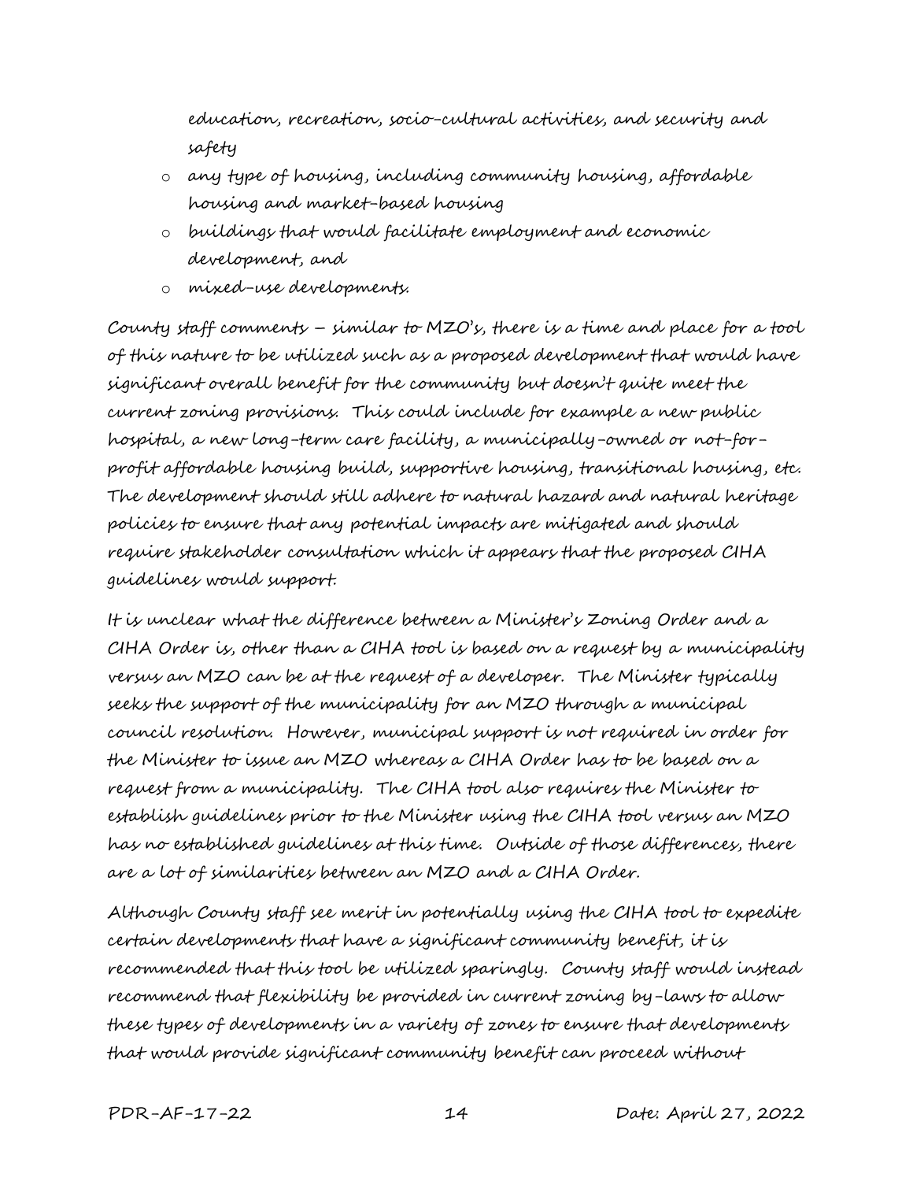education, recreation, socio-cultural activities, and security and safety

- any type of housing, including community housing, affordable housing and market-based housing
- buildings that would facilitate employment and economic development, and
- mixed-use developments.

County staff comments – similar to MZO's, there is a time and place for a tool of this nature to be utilized such as a proposed development that would have significant overall benefit for the community but doesn't quite meet the current zoning provisions. This could include for example a new public hospital, a new long-term care facility, a municipally-owned or not-for-profit affordable housing build, supportive housing, transitional housing, etc. The development should still adhere to natural hazard and natural heritage policies to ensure that any potential impacts are mitigated and should require stakeholder consultation which it appears that the proposed CIHA guidelines would support.

It is unclear what the difference between a Minister's Zoning Order and a CIHA Order is, other than a CIHA tool is based on a request by a municipality versus an MZO can be at the request of a developer. The Minister typically seeks the support of the municipality for an MZO through a municipal council resolution. However, municipal support is not required in order for the Minister to issue an MZO whereas a CIHA Order has to be based on a request from a municipality. The CIHA tool also requires the Minister to establish guidelines prior to the Minister using the CIHA tool versus an MZO has no established guidelines at this time. Outside of those differences, there are a lot of similarities between an MZO and a CIHA Order.

Although County staff see merit in potentially using the CIHA tool to expedite certain developments that have a significant community benefit, it is recommended that this tool be utilized sparingly. County staff would instead recommend that flexibility be provided in current zoning by-laws to allow these types of developments in a variety of zones to ensure that developments that would provide significant community benefit can proceed without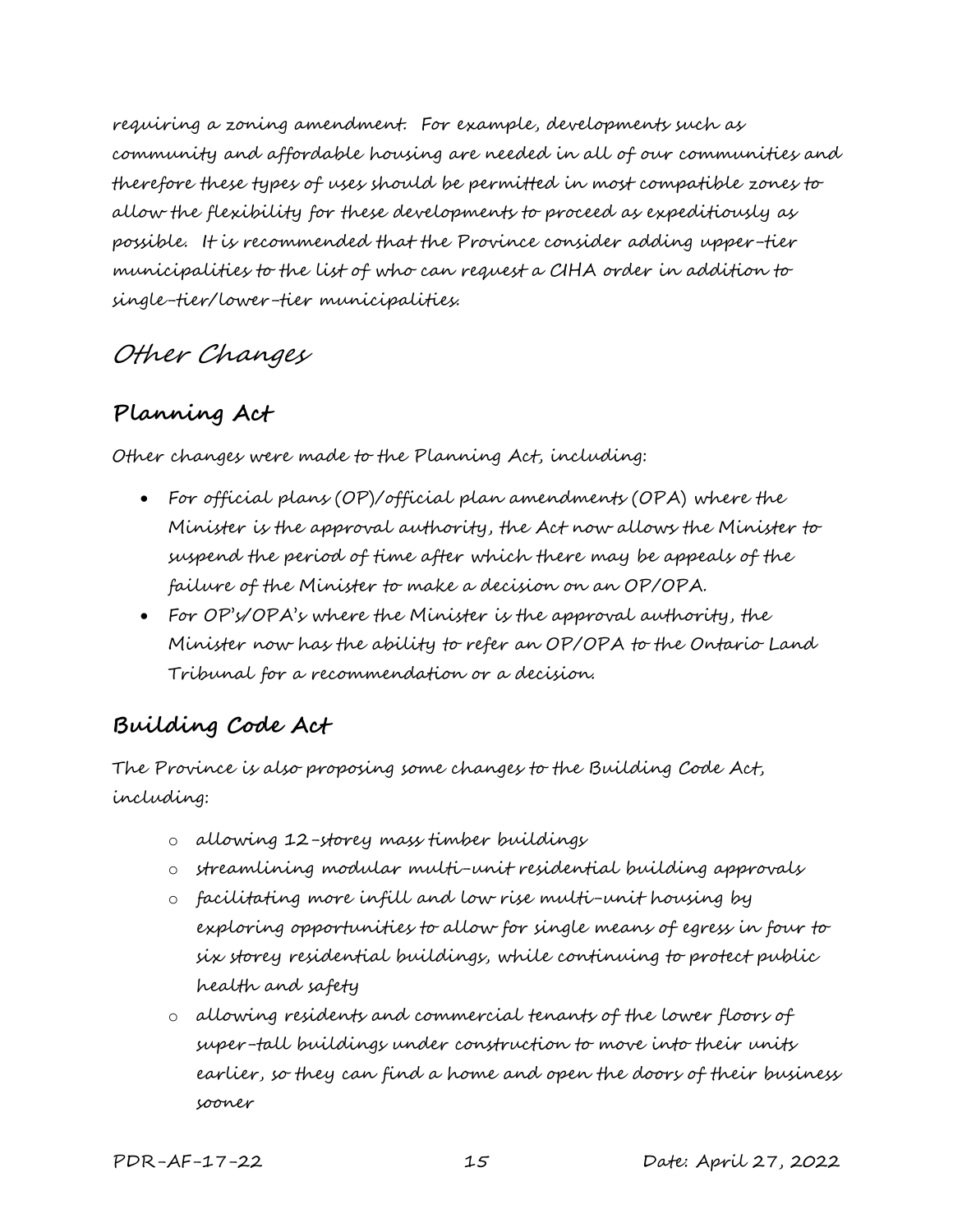requiring a zoning amendment. For example, developments such as community and affordable housing are needed in all of our communities and therefore these types of uses should be permitted in most compatible zones to allow the flexibility for these developments to proceed as expeditiously as possible. It is recommended that the Province consider adding upper-tier municipalities to the list of who can request a CIHA order in addition to single-tier/lower-tier municipalities.

# *Other Changes*

## Planning Act

Other changes were made to the Planning Act, including:

- For official plans (OP)/official plan amendments (OPA) where the Minister is the approval authority, the Act now allows the Minister to suspend the period of time after which there may be appeals of the failure of the Minister to make a decision on an OP/OPA.
- For OP's/OPA's where the Minister is the approval authority, the Minister now has the ability to refer an OP/OPA to the Ontario Land Tribunal for a recommendation or a decision.

## Building Code Act

The Province is also proposing some changes to the Building Code Act, including:

- allowing 12-storey mass timber buildings
- streamlining modular multi-unit residential building approvals
- facilitating more infill and low rise multi-unit housing by exploring opportunities to allow for single means of egress in four to six storey residential buildings, while continuing to protect public health and safety
- allowing residents and commercial tenants of the lower floors of super-tall buildings under construction to move into their units earlier, so they can find a home and open the doors of their business sooner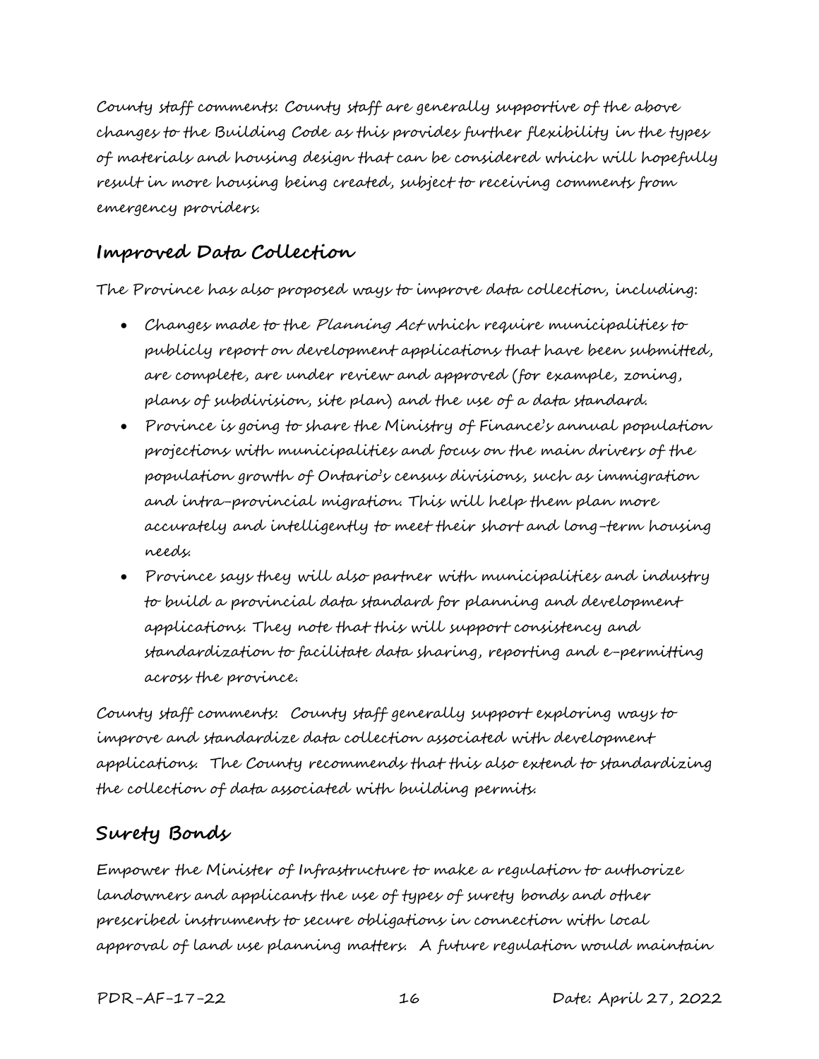County staff comments: County staff are generally supportive of the above changes to the Building Code as this provides further flexibility in the types of materials and housing design that can be considered which will hopefully result in more housing being created, subject to receiving comments from emergency providers.

## Improved Data Collection

The Province has also proposed ways to improve data collection, including:

- Changes made to the *Planning Act* which require municipalities to publicly report on development applications that have been submitted, are complete, are under review and approved (for example, zoning, plans of subdivision, site plan) and the use of a data standard.
- Province is going to share the Ministry of Finance's annual population projections with municipalities and focus on the main drivers of the population growth of Ontario's census divisions, such as immigration and intra-provincial migration. This will help them plan more accurately and intelligently to meet their short and long-term housing needs.
- Province says they will also partner with municipalities and industry to build a provincial data standard for planning and development applications. They note that this will support consistency and standardization to facilitate data sharing, reporting and e-permitting across the province.

County staff comments: County staff generally support exploring ways to improve and standardize data collection associated with development applications. The County recommends that this also extend to standardizing the collection of data associated with building permits.

## Surety Bonds

Empower the Minister of Infrastructure to make a regulation to authorize landowners and applicants the use of types of surety bonds and other prescribed instruments to secure obligations in connection with local approval of land use planning matters. A future regulation would maintain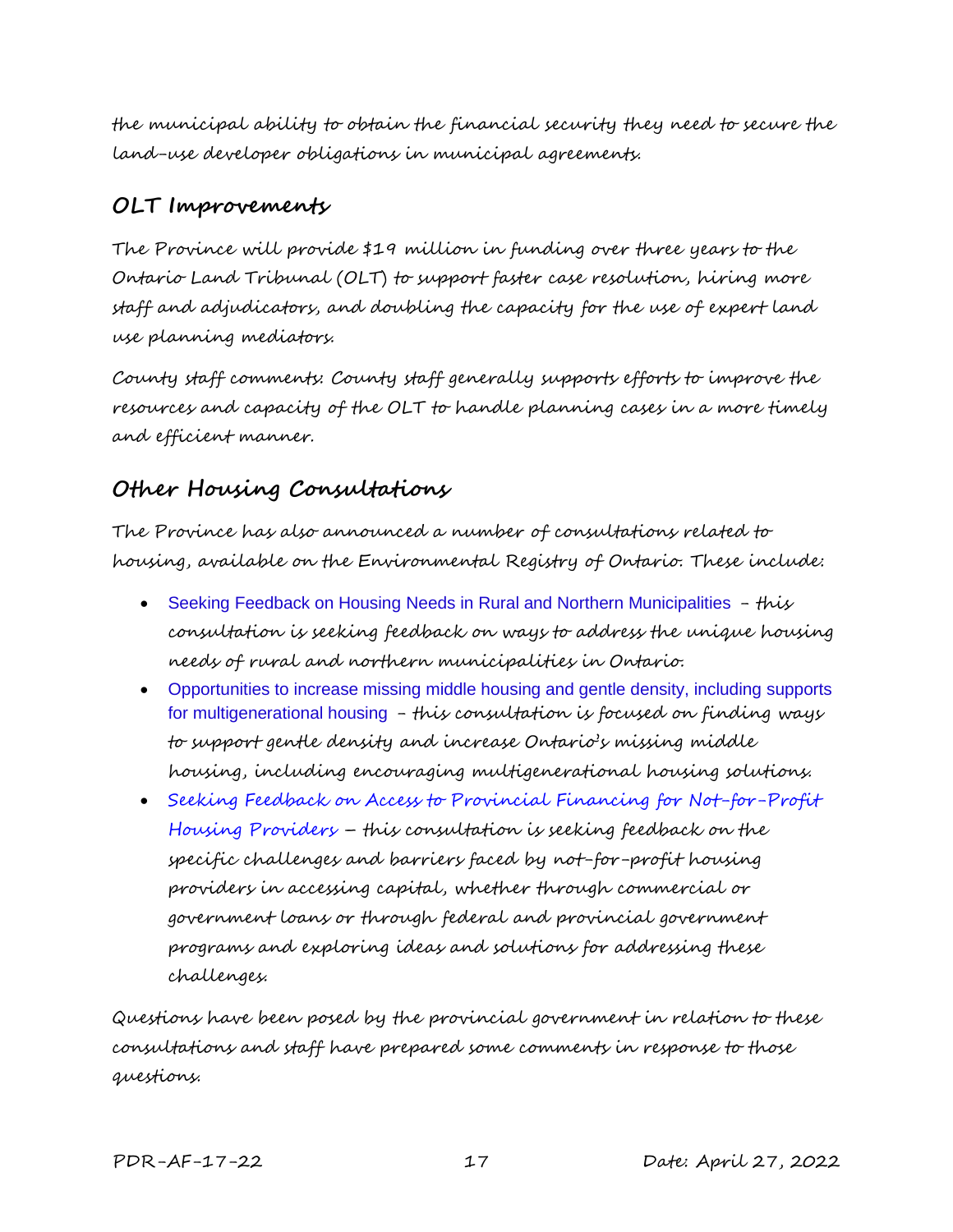the municipal ability to obtain the financial security they need to secure the land-use developer obligations in municipal agreements.

### OLT Improvements

The Province will provide $19 million in funding over three years to the Ontario Land Tribunal (OLT) to support faster case resolution, hiring more staff and adjudicators, and doubling the capacity for the use of expert land use planning mediators.

County staff comments: County staff generally supports efforts to improve the resources and capacity of the OLT to handle planning cases in a more timely and efficient manner.

## Other Housing Consultations

The Province has also announced a number of consultations related to housing, available on the Environmental Registry of Ontario. These include:

- Seeking Feedback on Housing Needs in Rural and Northern Municipalities - this consultation is seeking feedback on ways to address the unique housing needs of rural and northern municipalities in Ontario.
- Opportunities to increase missing middle housing and gentle density, including supports for multigenerational housing - this consultation is focused on finding ways to support gentle density and increase Ontario's missing middle housing, including encouraging multigenerational housing solutions.
- Seeking Feedback on Access to Provincial Financing for Not-for-Profit Housing Providers – this consultation is seeking feedback on the specific challenges and barriers faced by not-for-profit housing providers in accessing capital, whether through commercial or government loans or through federal and provincial government programs and exploring ideas and solutions for addressing these challenges.

Questions have been posed by the provincial government in relation to these consultations and staff have prepared some comments in response to those questions.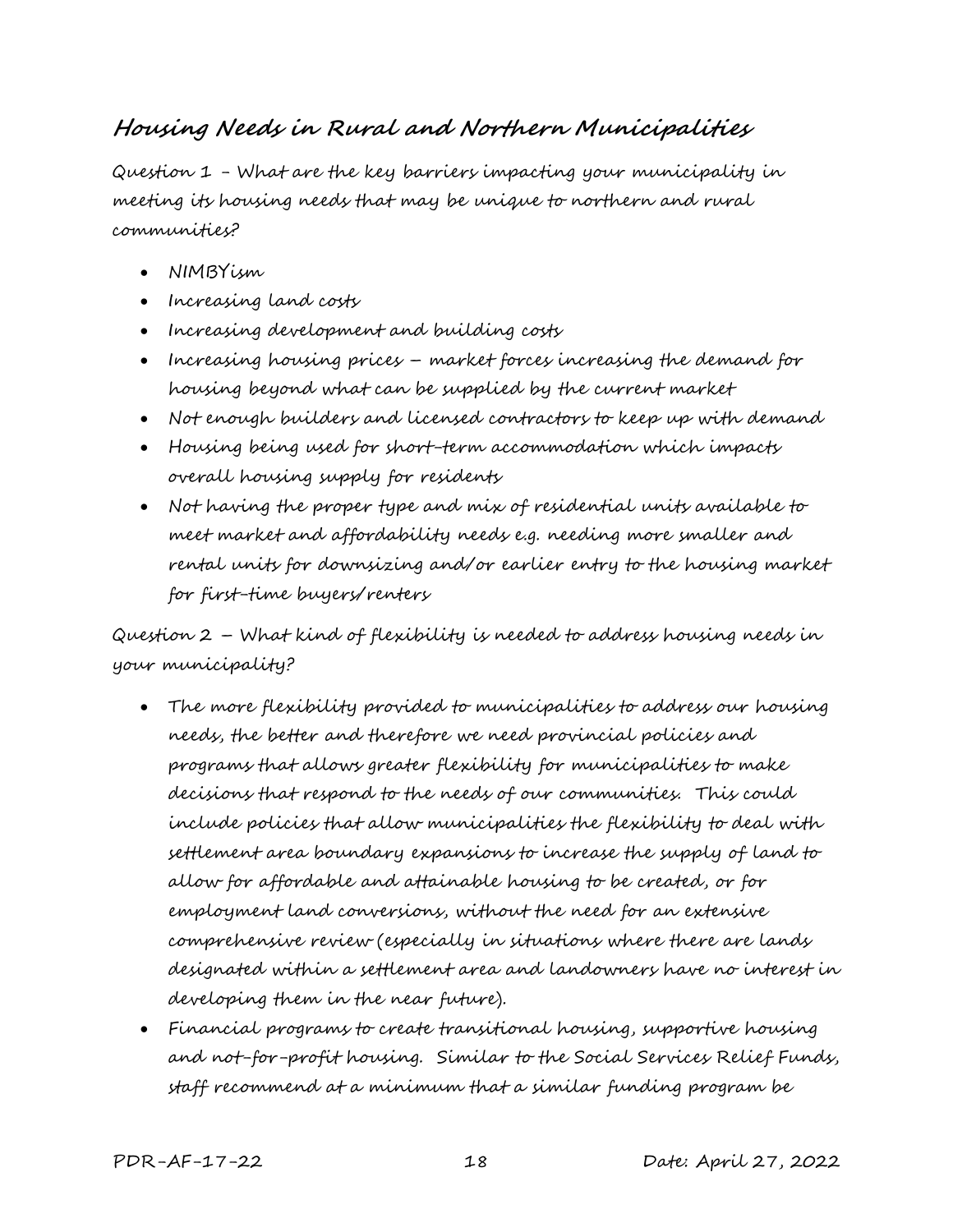## Housing Needs in Rural and Northern Municipalities

Question 1 - What are the key barriers impacting your municipality in meeting its housing needs that may be unique to northern and rural communities?

- NIMBYism
- Increasing land costs
- Increasing development and building costs
- Increasing housing prices – market forces increasing the demand for housing beyond what can be supplied by the current market
- Not enough builders and licensed contractors to keep up with demand
- Housing being used for short-term accommodation which impacts overall housing supply for residents
- Not having the proper type and mix of residential units available to meet market and affordability needs e.g. needing more smaller and rental units for downsizing and/or earlier entry to the housing market for first-time buyers/renters

Question 2 – What kind of flexibility is needed to address housing needs in your municipality?

- The more flexibility provided to municipalities to address our housing needs, the better and therefore we need provincial policies and programs that allows greater flexibility for municipalities to make decisions that respond to the needs of our communities. This could include policies that allow municipalities the flexibility to deal with settlement area boundary expansions to increase the supply of land to allow for affordable and attainable housing to be created, or for employment land conversions, without the need for an extensive comprehensive review (especially in situations where there are lands designated within a settlement area and landowners have no interest in developing them in the near future).
- Financial programs to create transitional housing, supportive housing and not-for-profit housing. Similar to the Social Services Relief Funds, staff recommend at a minimum that a similar funding program be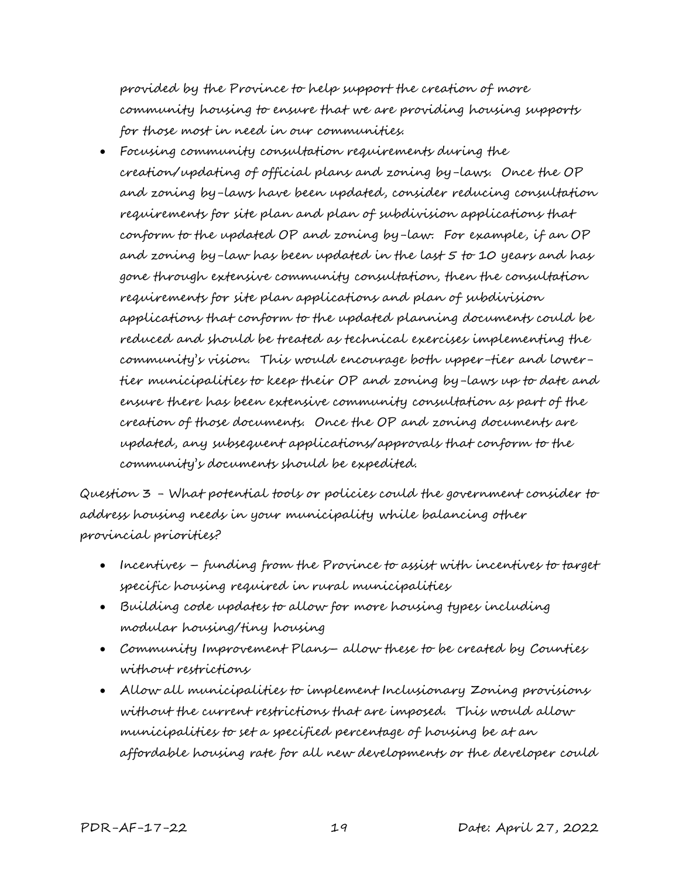provided by the Province to help support the creation of more community housing to ensure that we are providing housing supports for those most in need in our communities.

- Focusing community consultation requirements during the creation/updating of official plans and zoning by-laws. Once the OP and zoning by-laws have been updated, consider reducing consultation requirements for site plan and plan of subdivision applications that conform to the updated OP and zoning by-law. For example, if an OP and zoning by-law has been updated in the last 5 to 10 years and has gone through extensive community consultation, then the consultation requirements for site plan applications and plan of subdivision applications that conform to the updated planning documents could be reduced and should be treated as technical exercises implementing the community's vision. This would encourage both upper-tier and lower-tier municipalities to keep their OP and zoning by-laws up to date and ensure there has been extensive community consultation as part of the creation of those documents. Once the OP and zoning documents are updated, any subsequent applications/approvals that conform to the community's documents should be expedited.

Question 3 - What potential tools or policies could the government consider to address housing needs in your municipality while balancing other provincial priorities?

- Incentives – funding from the Province to assist with incentives to target specific housing required in rural municipalities
- Building code updates to allow for more housing types including modular housing/tiny housing
- Community Improvement Plans– allow these to be created by Counties without restrictions
- Allow all municipalities to implement Inclusionary Zoning provisions without the current restrictions that are imposed. This would allow municipalities to set a specified percentage of housing be at an affordable housing rate for all new developments or the developer could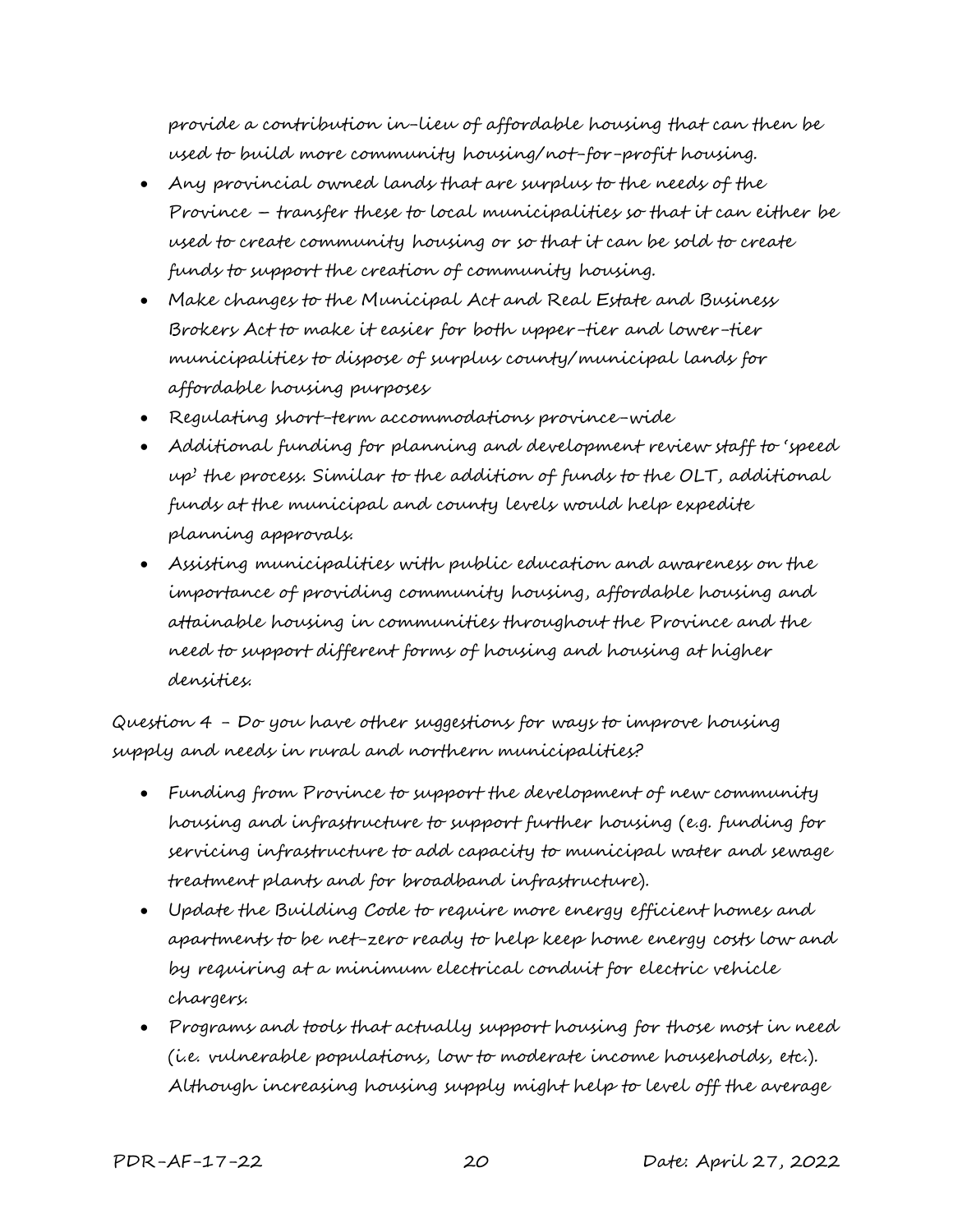provide a contribution in-lieu of affordable housing that can then be used to build more community housing/not-for-profit housing.

- Any provincial owned lands that are surplus to the needs of the Province – transfer these to local municipalities so that it can either be used to create community housing or so that it can be sold to create funds to support the creation of community housing.
- Make changes to the Municipal Act and Real Estate and Business Brokers Act to make it easier for both upper-tier and lower-tier municipalities to dispose of surplus county/municipal lands for affordable housing purposes
- Regulating short-term accommodations province-wide
- Additional funding for planning and development review staff to 'speed up' the process. Similar to the addition of funds to the OLT, additional funds at the municipal and county levels would help expedite planning approvals.
- Assisting municipalities with public education and awareness on the importance of providing community housing, affordable housing and attainable housing in communities throughout the Province and the need to support different forms of housing and housing at higher densities.

Question 4 - Do you have other suggestions for ways to improve housing supply and needs in rural and northern municipalities?

- Funding from Province to support the development of new community housing and infrastructure to support further housing (e.g. funding for servicing infrastructure to add capacity to municipal water and sewage treatment plants and for broadband infrastructure).
- Update the Building Code to require more energy efficient homes and apartments to be net-zero ready to help keep home energy costs low and by requiring at a minimum electrical conduit for electric vehicle chargers.
- Programs and tools that actually support housing for those most in need (i.e. vulnerable populations, low to moderate income households, etc.). Although increasing housing supply might help to level off the average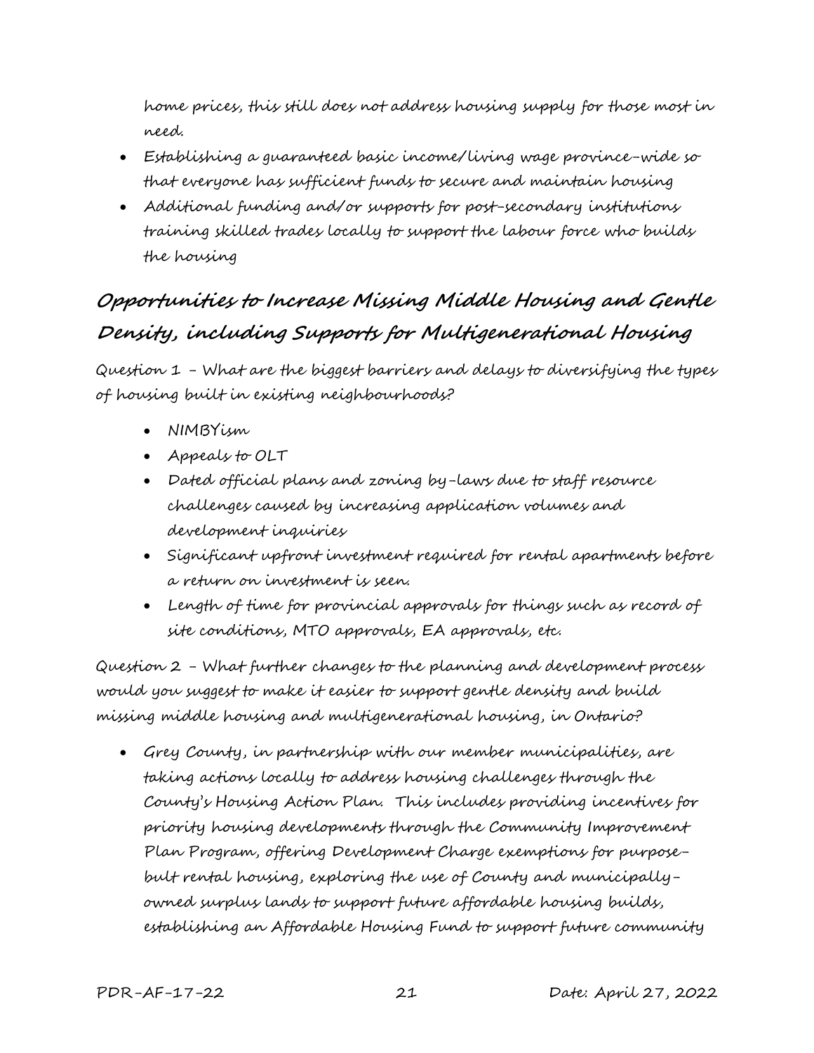home prices, this still does not address housing supply for those most in need.

- Establishing a guaranteed basic income/living wage province-wide so that everyone has sufficient funds to secure and maintain housing
- Additional funding and/or supports for post-secondary institutions training skilled trades locally to support the labour force who builds the housing

## *Opportunities to Increase Missing Middle Housing and Gentle Density, including Supports for Multigenerational Housing*

Question 1 - What are the biggest barriers and delays to diversifying the types of housing built in existing neighbourhoods?

- NIMBYism
- Appeals to OLT
- Dated official plans and zoning by-laws due to staff resource challenges caused by increasing application volumes and development inquiries
- Significant upfront investment required for rental apartments before a return on investment is seen.
- Length of time for provincial approvals for things such as record of site conditions, MTO approvals, EA approvals, etc.

Question 2 - What further changes to the planning and development process would you suggest to make it easier to support gentle density and build missing middle housing and multigenerational housing, in Ontario?

- Grey County, in partnership with our member municipalities, are taking actions locally to address housing challenges through the County's Housing Action Plan. This includes providing incentives for priority housing developments through the Community Improvement Plan Program, offering Development Charge exemptions for purpose-bult rental housing, exploring the use of County and municipally-owned surplus lands to support future affordable housing builds, establishing an Affordable Housing Fund to support future community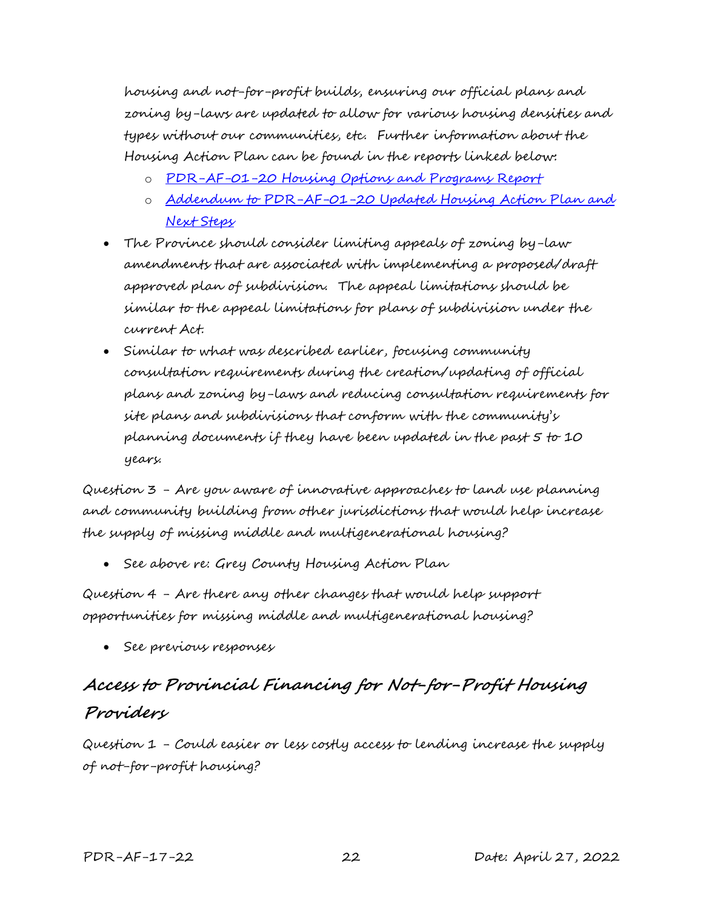housing and not-for-profit builds, ensuring our official plans and zoning by-laws are updated to allow for various housing densities and types without our communities, etc. Further information about the Housing Action Plan can be found in the reports linked below:

  - PDR-AF-01-20 Housing Options and Programs Report
  - Addendum to PDR-AF-01-20 Updated Housing Action Plan and Next Steps

- The Province should consider limiting appeals of zoning by-law amendments that are associated with implementing a proposed/draft approved plan of subdivision. The appeal limitations should be similar to the appeal limitations for plans of subdivision under the current Act.
- Similar to what was described earlier, focusing community consultation requirements during the creation/updating of official plans and zoning by-laws and reducing consultation requirements for site plans and subdivisions that conform with the community's planning documents if they have been updated in the past 5 to 10 years.

Question 3 - Are you aware of innovative approaches to land use planning and community building from other jurisdictions that would help increase the supply of missing middle and multigenerational housing?

- See above re: Grey County Housing Action Plan

Question 4 - Are there any other changes that would help support opportunities for missing middle and multigenerational housing?

- See previous responses

## *Access to Provincial Financing for Not-for-Profit Housing Providers*

Question 1 - Could easier or less costly access to lending increase the supply of not-for-profit housing?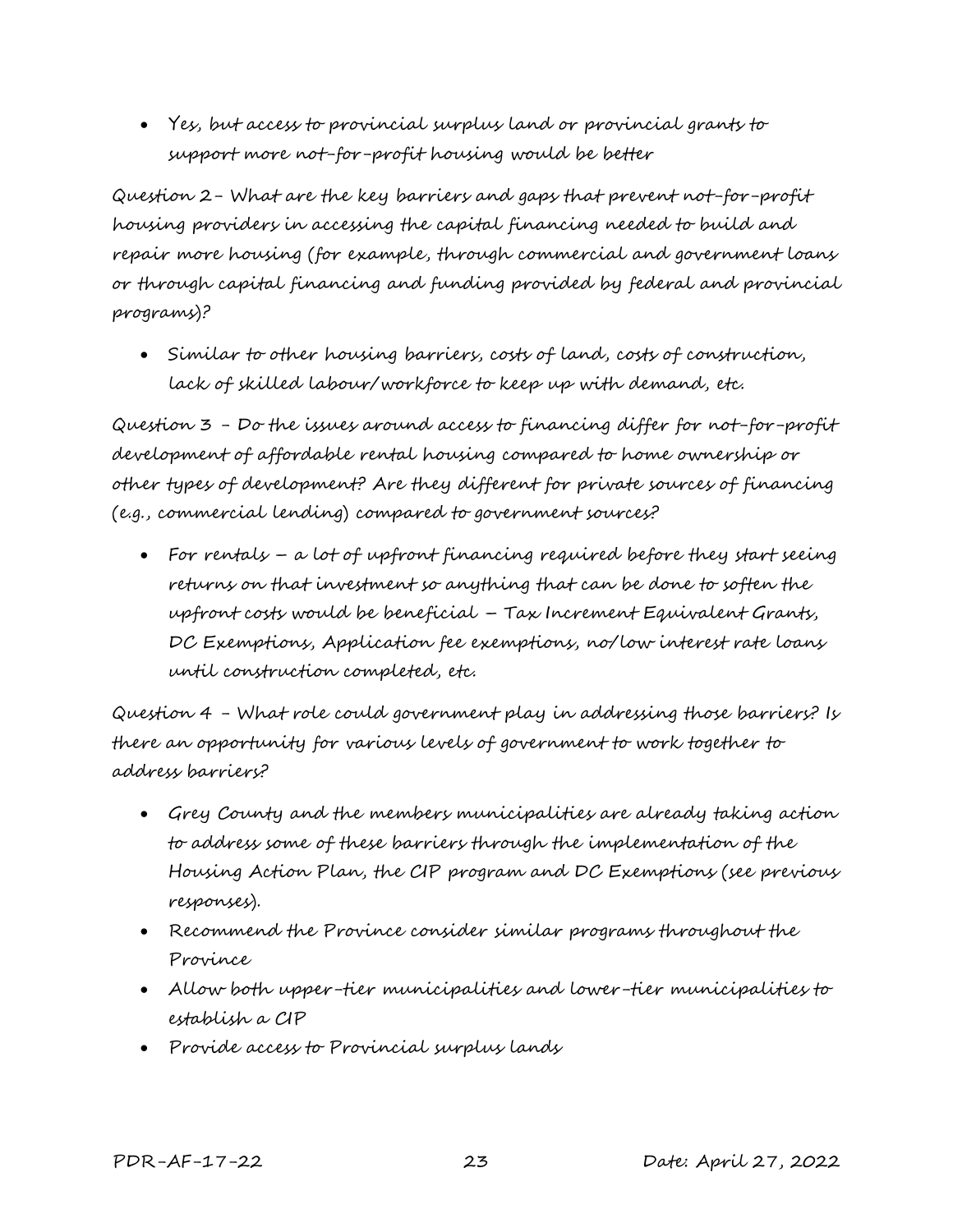- Yes, but access to provincial surplus land or provincial grants to support more not-for-profit housing would be better

Question 2- What are the key barriers and gaps that prevent not-for-profit housing providers in accessing the capital financing needed to build and repair more housing (for example, through commercial and government loans or through capital financing and funding provided by federal and provincial programs)?

- Similar to other housing barriers, costs of land, costs of construction, lack of skilled labour/workforce to keep up with demand, etc.

Question 3 - Do the issues around access to financing differ for not-for-profit development of affordable rental housing compared to home ownership or other types of development? Are they different for private sources of financing (e.g., commercial lending) compared to government sources?

- For rentals – a lot of upfront financing required before they start seeing returns on that investment so anything that can be done to soften the upfront costs would be beneficial – Tax Increment Equivalent Grants, DC Exemptions, Application fee exemptions, no/low interest rate loans until construction completed, etc.

Question 4 - What role could government play in addressing those barriers? Is there an opportunity for various levels of government to work together to address barriers?

- Grey County and the members municipalities are already taking action to address some of these barriers through the implementation of the Housing Action Plan, the CIP program and DC Exemptions (see previous responses).
- Recommend the Province consider similar programs throughout the Province
- Allow both upper-tier municipalities and lower-tier municipalities to establish a CIP
- Provide access to Provincial surplus lands

PDR-AF-17-22 Date: April 27, 2022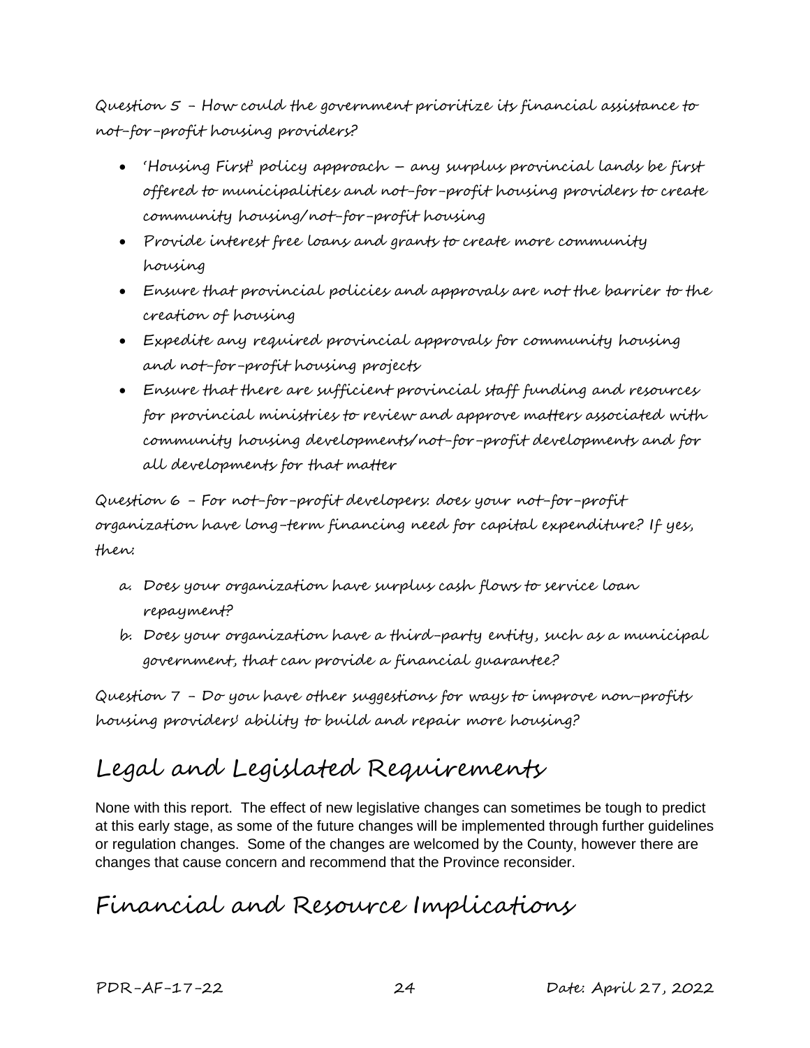Question 5 - How could the government prioritize its financial assistance to not-for-profit housing providers?

- 'Housing First' policy approach – any surplus provincial lands be first offered to municipalities and not-for-profit housing providers to create community housing/not-for-profit housing
- Provide interest free loans and grants to create more community housing
- Ensure that provincial policies and approvals are not the barrier to the creation of housing
- Expedite any required provincial approvals for community housing and not-for-profit housing projects
- Ensure that there are sufficient provincial staff funding and resources for provincial ministries to review and approve matters associated with community housing developments/not-for-profit developments and for all developments for that matter

Question 6 - For not-for-profit developers: does your not-for-profit organization have long-term financing need for capital expenditure? If yes, then:

a. Does your organization have surplus cash flows to service loan repayment?
b. Does your organization have a third-party entity, such as a municipal government, that can provide a financial guarantee?

Question 7 - Do you have other suggestions for ways to improve non-profits housing providers' ability to build and repair more housing?

# Legal and Legislated Requirements

None with this report. The effect of new legislative changes can sometimes be tough to predict at this early stage, as some of the future changes will be implemented through further guidelines or regulation changes. Some of the changes are welcomed by the County, however there are changes that cause concern and recommend that the Province reconsider.

# Financial and Resource Implications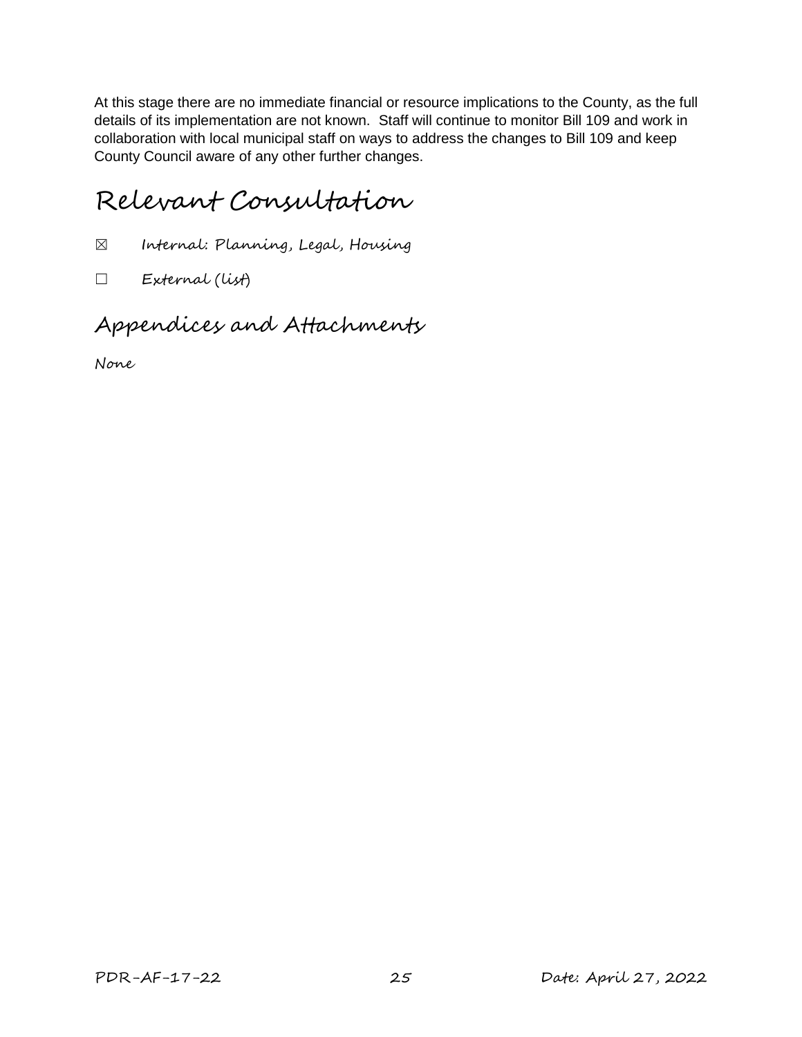At this stage there are no immediate financial or resource implications to the County, as the full details of its implementation are not known. Staff will continue to monitor Bill 109 and work in collaboration with local municipal staff on ways to address the changes to Bill 109 and keep County Council aware of any other further changes.

## Relevant Consultation

☒ Internal: Planning, Legal, Housing

☐ External (list)

## Appendices and Attachments

None